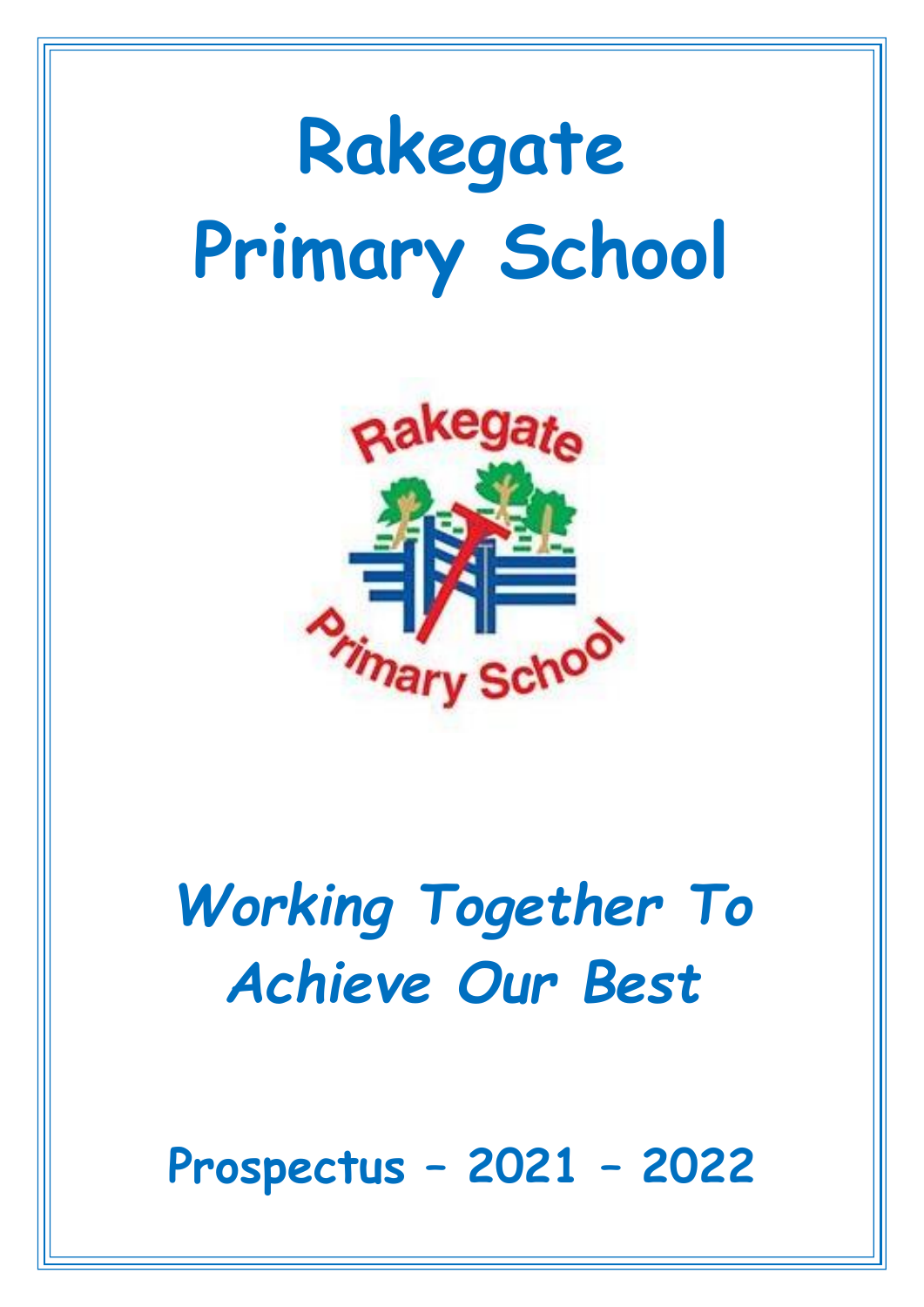# Rakegate Primary School

*Working Together To Achieve Our Best*

**Prospectus – 2021 – 2022**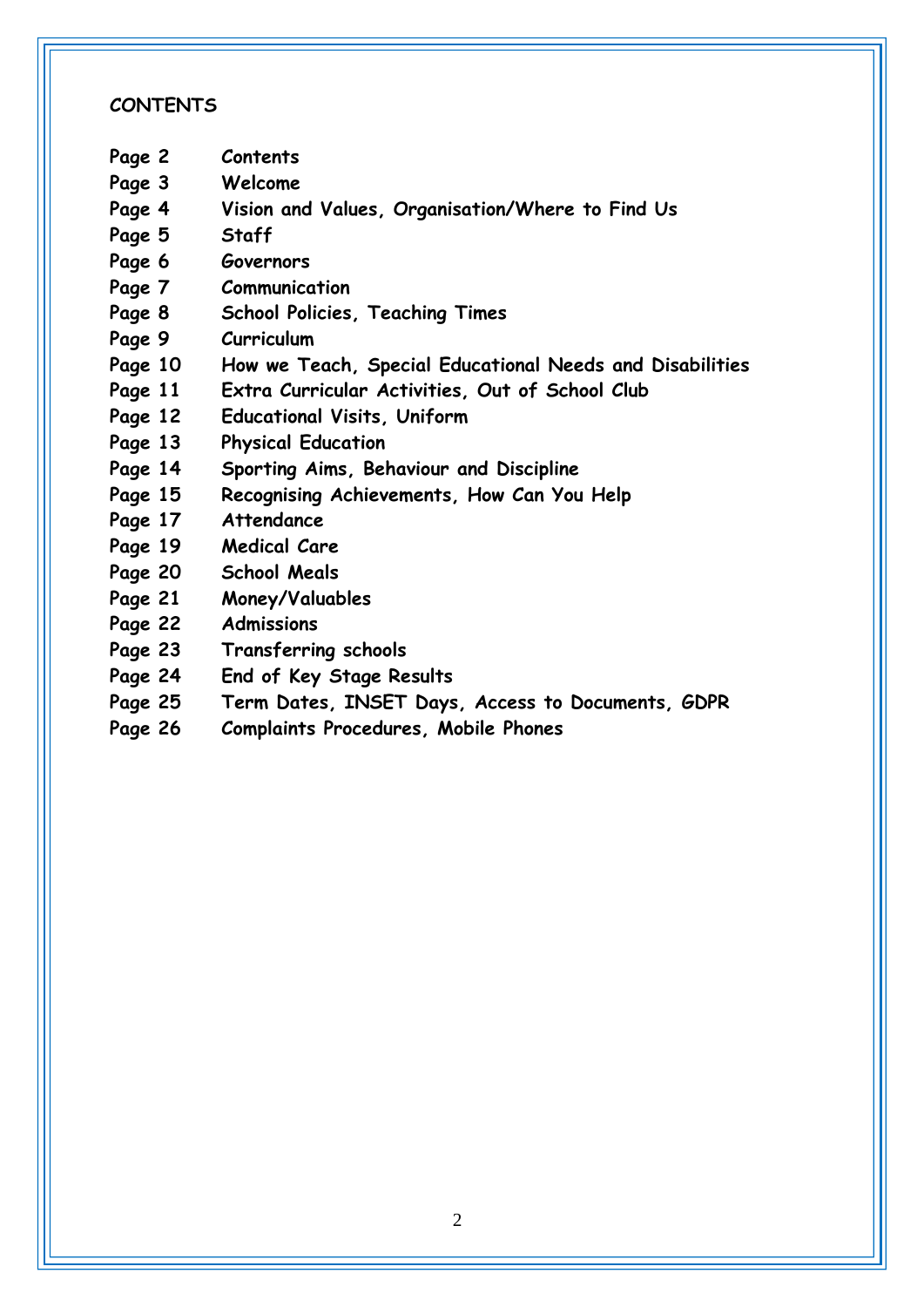## CONTENTS

| | |
|---|---|
| Page 2 | Contents |
| Page 3 | Welcome |
| Page 4 | Vision and Values, Organisation/Where to Find Us |
| Page 5 | Staff |
| Page 6 | Governors |
| Page 7 | Communication |
| Page 8 | School Policies, Teaching Times |
| Page 9 | Curriculum |
| Page 10 | How we Teach, Special Educational Needs and Disabilities |
| Page 11 | Extra Curricular Activities, Out of School Club |
| Page 12 | Educational Visits, Uniform |
| Page 13 | Physical Education |
| Page 14 | Sporting Aims, Behaviour and Discipline |
| Page 15 | Recognising Achievements, How Can You Help |
| Page 17 | Attendance |
| Page 19 | Medical Care |
| Page 20 | School Meals |
| Page 21 | Money/Valuables |
| Page 22 | Admissions |
| Page 23 | Transferring schools |
| Page 24 | End of Key Stage Results |
| Page 25 | Term Dates, INSET Days, Access to Documents, GDPR |
| Page 26 | Complaints Procedures, Mobile Phones |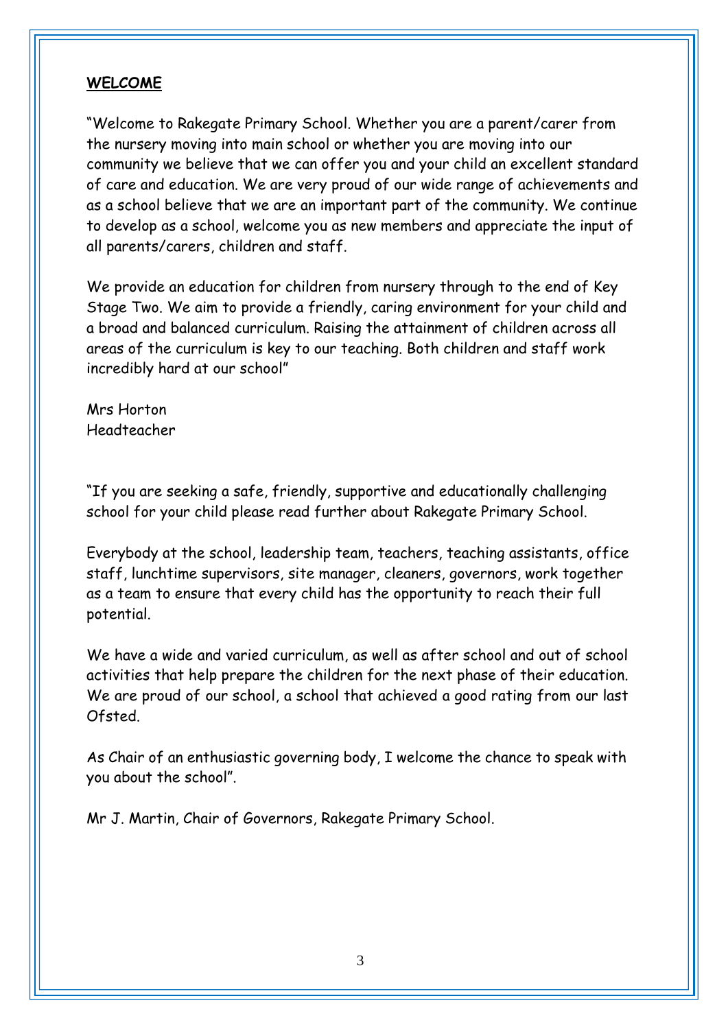## WELCOME

"Welcome to Rakegate Primary School. Whether you are a parent/carer from the nursery moving into main school or whether you are moving into our community we believe that we can offer you and your child an excellent standard of care and education. We are very proud of our wide range of achievements and as a school believe that we are an important part of the community. We continue to develop as a school, welcome you as new members and appreciate the input of all parents/carers, children and staff.

We provide an education for children from nursery through to the end of Key Stage Two. We aim to provide a friendly, caring environment for your child and a broad and balanced curriculum. Raising the attainment of children across all areas of the curriculum is key to our teaching. Both children and staff work incredibly hard at our school"

Mrs Horton
Headteacher

"If you are seeking a safe, friendly, supportive and educationally challenging school for your child please read further about Rakegate Primary School.

Everybody at the school, leadership team, teachers, teaching assistants, office staff, lunchtime supervisors, site manager, cleaners, governors, work together as a team to ensure that every child has the opportunity to reach their full potential.

We have a wide and varied curriculum, as well as after school and out of school activities that help prepare the children for the next phase of their education. We are proud of our school, a school that achieved a good rating from our last Ofsted.

As Chair of an enthusiastic governing body, I welcome the chance to speak with you about the school".

Mr J. Martin, Chair of Governors, Rakegate Primary School.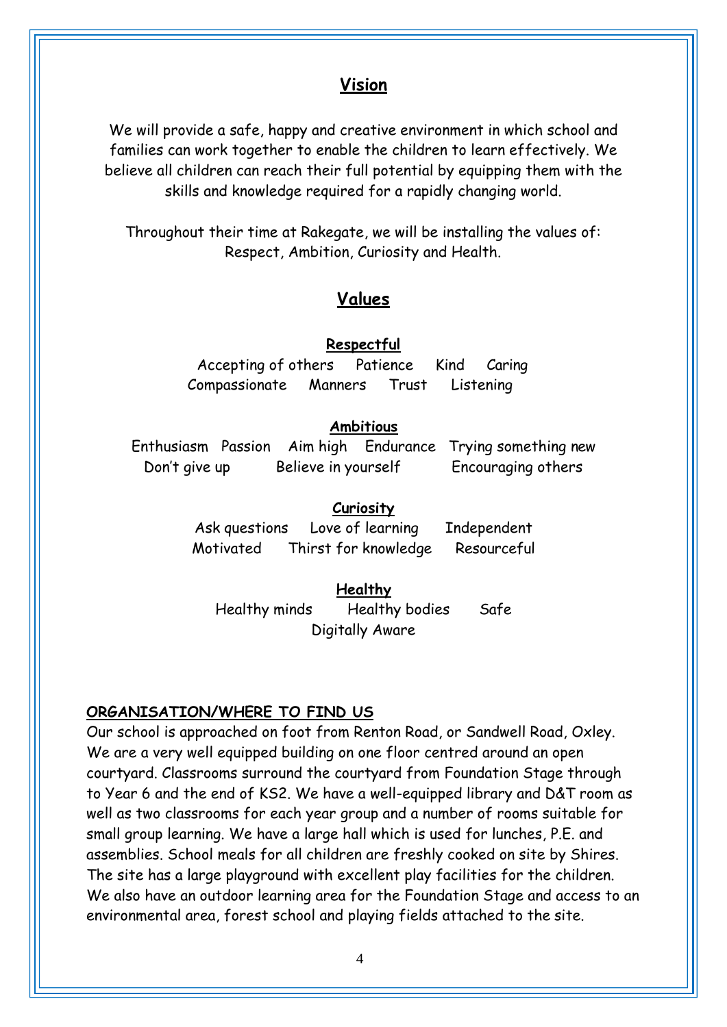## Vision

We will provide a safe, happy and creative environment in which school and families can work together to enable the children to learn effectively. We believe all children can reach their full potential by equipping them with the skills and knowledge required for a rapidly changing world.

Throughout their time at Rakegate, we will be installing the values of: Respect, Ambition, Curiosity and Health.

## Values

### Respectful

Accepting of others    Patience    Kind    Caring
Compassionate    Manners    Trust    Listening

### Ambitious

Enthusiasm    Passion    Aim high    Endurance    Trying something new
Don't give up    Believe in yourself    Encouraging others

### Curiosity

Ask questions    Love of learning    Independent
Motivated    Thirst for knowledge    Resourceful

### Healthy

Healthy minds    Healthy bodies    Safe
Digitally Aware

### ORGANISATION/WHERE TO FIND US

Our school is approached on foot from Renton Road, or Sandwell Road, Oxley. We are a very well equipped building on one floor centred around an open courtyard. Classrooms surround the courtyard from Foundation Stage through to Year 6 and the end of KS2. We have a well-equipped library and D&T room as well as two classrooms for each year group and a number of rooms suitable for small group learning. We have a large hall which is used for lunches, P.E. and assemblies. School meals for all children are freshly cooked on site by Shires. The site has a large playground with excellent play facilities for the children. We also have an outdoor learning area for the Foundation Stage and access to an environmental area, forest school and playing fields attached to the site.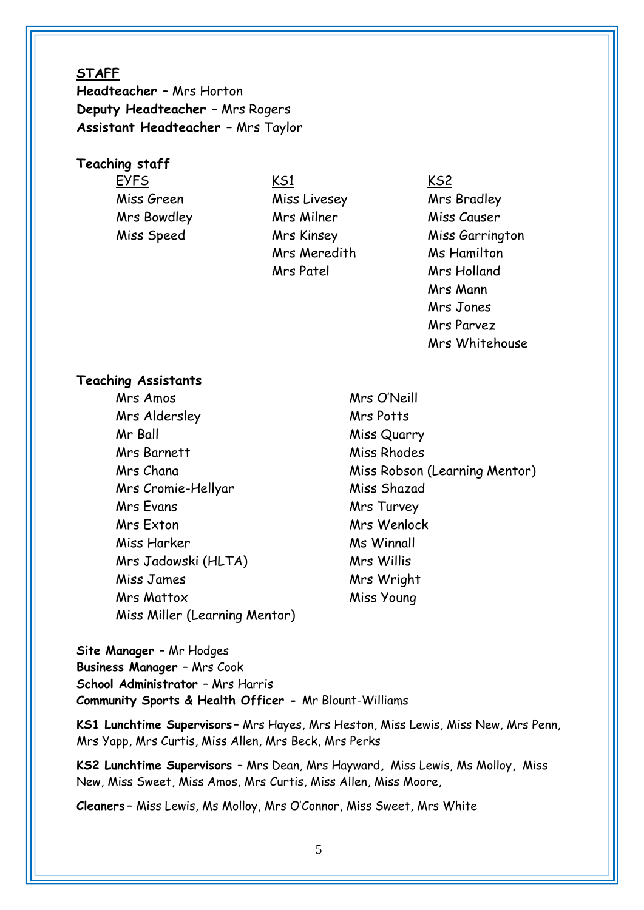## STAFF

**Headteacher** – Mrs Horton
**Deputy Headteacher** – Mrs Rogers
**Assistant Headteacher** – Mrs Taylor

### Teaching staff

| EYFS | KS1 | KS2 |
|---|---|---|
| Miss Green | Miss Livesey | Mrs Bradley |
| Mrs Bowdley | Mrs Milner | Miss Causer |
| Miss Speed | Mrs Kinsey | Miss Garrington |
| | Mrs Meredith | Ms Hamilton |
| | Mrs Patel | Mrs Holland |
| | | Mrs Mann |
| | | Mrs Jones |
| | | Mrs Parvez |
| | | Mrs Whitehouse |

### Teaching Assistants

- Mrs Amos
- Mrs Aldersley
- Mr Ball
- Mrs Barnett
- Mrs Chana
- Mrs Cromie-Hellyar
- Mrs Evans
- Mrs Exton
- Miss Harker
- Mrs Jadowski (HLTA)
- Miss James
- Mrs Mattox
- Miss Miller (Learning Mentor)
- Mrs O'Neill
- Mrs Potts
- Miss Quarry
- Miss Rhodes
- Miss Robson (Learning Mentor)
- Miss Shazad
- Mrs Turvey
- Mrs Wenlock
- Ms Winnall
- Mrs Willis
- Mrs Wright
- Miss Young

**Site Manager** – Mr Hodges
**Business Manager** – Mrs Cook
**School Administrator** – Mrs Harris
**Community Sports & Health Officer -** Mr Blount-Williams

**KS1 Lunchtime Supervisors** – Mrs Hayes, Mrs Heston, Miss Lewis, Miss New, Mrs Penn, Mrs Yapp, Mrs Curtis, Miss Allen, Mrs Beck, Mrs Perks

**KS2 Lunchtime Supervisors** – Mrs Dean, Mrs Hayward, Miss Lewis, Ms Molloy, Miss New, Miss Sweet, Miss Amos, Mrs Curtis, Miss Allen, Miss Moore,

**Cleaners** – Miss Lewis, Ms Molloy, Mrs O'Connor, Miss Sweet, Mrs White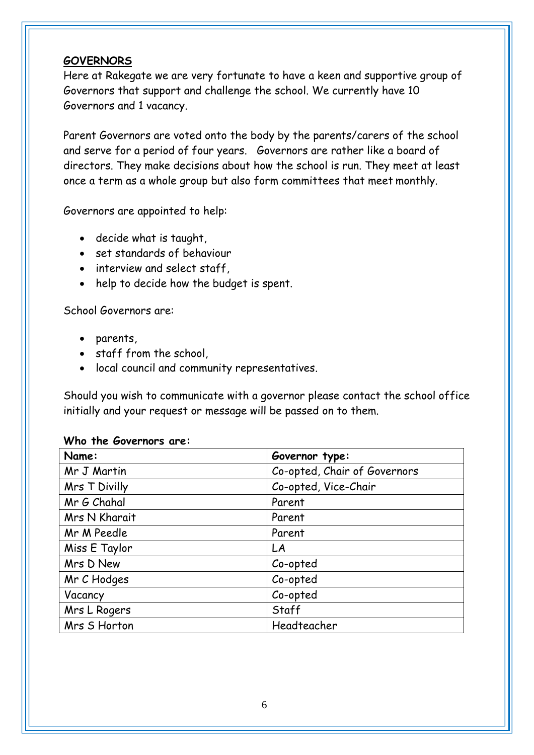## GOVERNORS

Here at Rakegate we are very fortunate to have a keen and supportive group of Governors that support and challenge the school. We currently have 10 Governors and 1 vacancy.

Parent Governors are voted onto the body by the parents/carers of the school and serve for a period of four years. Governors are rather like a board of directors. They make decisions about how the school is run. They meet at least once a term as a whole group but also form committees that meet monthly.

Governors are appointed to help:

- decide what is taught,
- set standards of behaviour
- interview and select staff,
- help to decide how the budget is spent.

School Governors are:

- parents,
- staff from the school,
- local council and community representatives.

Should you wish to communicate with a governor please contact the school office initially and your request or message will be passed on to them.

**Who the Governors are:**

| **Name:** | **Governor type:** |
|---|---|
| Mr J Martin | Co-opted, Chair of Governors |
| Mrs T Divilly | Co-opted, Vice-Chair |
| Mr G Chahal | Parent |
| Mrs N Kharait | Parent |
| Mr M Peedle | Parent |
| Miss E Taylor | LA |
| Mrs D New | Co-opted |
| Mr C Hodges | Co-opted |
| Vacancy | Co-opted |
| Mrs L Rogers | Staff |
| Mrs S Horton | Headteacher |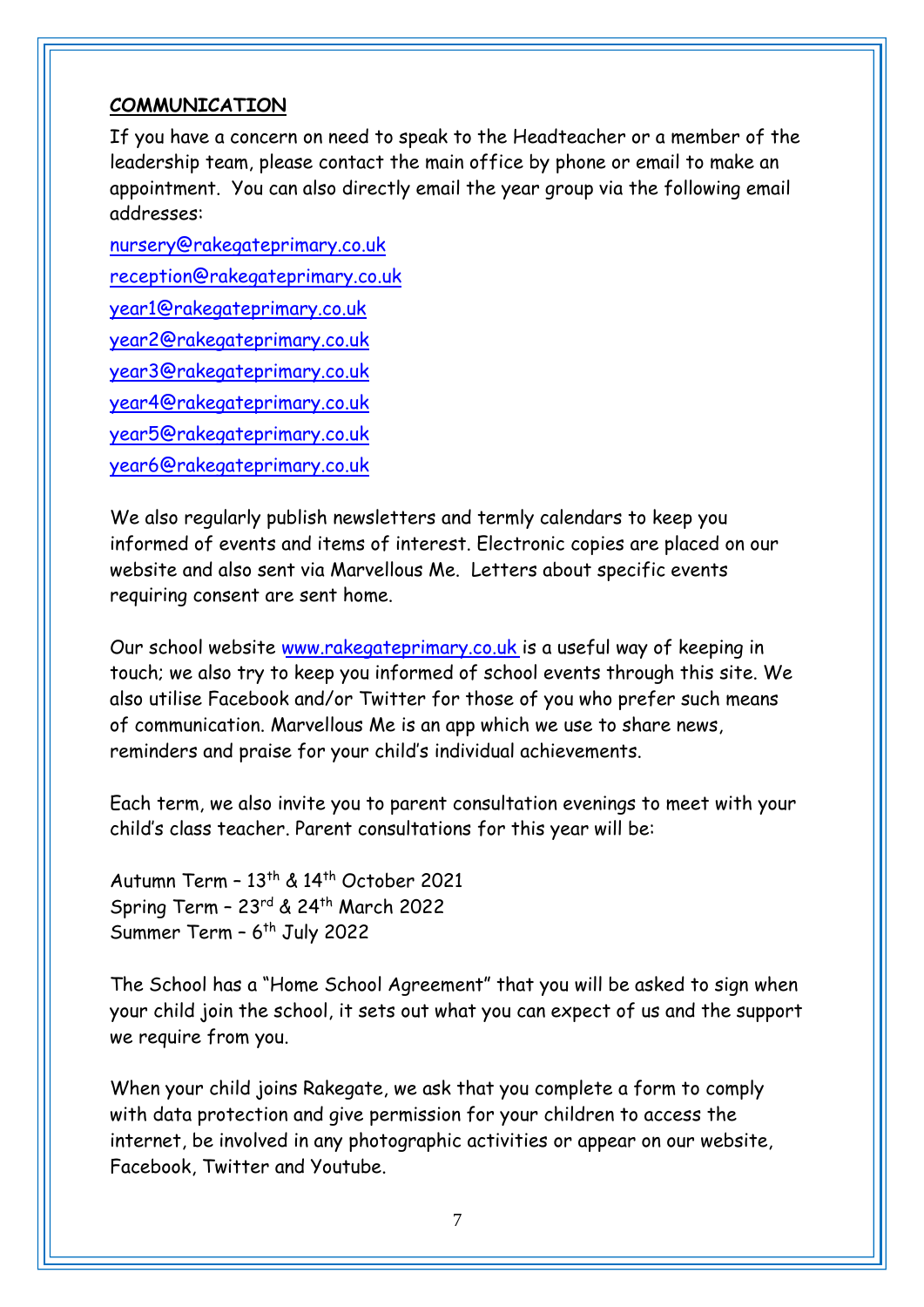## COMMUNICATION

If you have a concern on need to speak to the Headteacher or a member of the leadership team, please contact the main office by phone or email to make an appointment. You can also directly email the year group via the following email addresses:

nursery@rakegateprimary.co.uk

reception@rakegateprimary.co.uk

year1@rakegateprimary.co.uk

year2@rakegateprimary.co.uk

year3@rakegateprimary.co.uk

year4@rakegateprimary.co.uk

year5@rakegateprimary.co.uk

year6@rakegateprimary.co.uk

We also regularly publish newsletters and termly calendars to keep you informed of events and items of interest. Electronic copies are placed on our website and also sent via Marvellous Me. Letters about specific events requiring consent are sent home.

Our school website www.rakegateprimary.co.uk is a useful way of keeping in touch; we also try to keep you informed of school events through this site. We also utilise Facebook and/or Twitter for those of you who prefer such means of communication. Marvellous Me is an app which we use to share news, reminders and praise for your child's individual achievements.

Each term, we also invite you to parent consultation evenings to meet with your child's class teacher. Parent consultations for this year will be:

Autumn Term – 13th & 14th October 2021
Spring Term – 23rd & 24th March 2022
Summer Term – 6th July 2022

The School has a "Home School Agreement" that you will be asked to sign when your child join the school, it sets out what you can expect of us and the support we require from you.

When your child joins Rakegate, we ask that you complete a form to comply with data protection and give permission for your children to access the internet, be involved in any photographic activities or appear on our website, Facebook, Twitter and Youtube.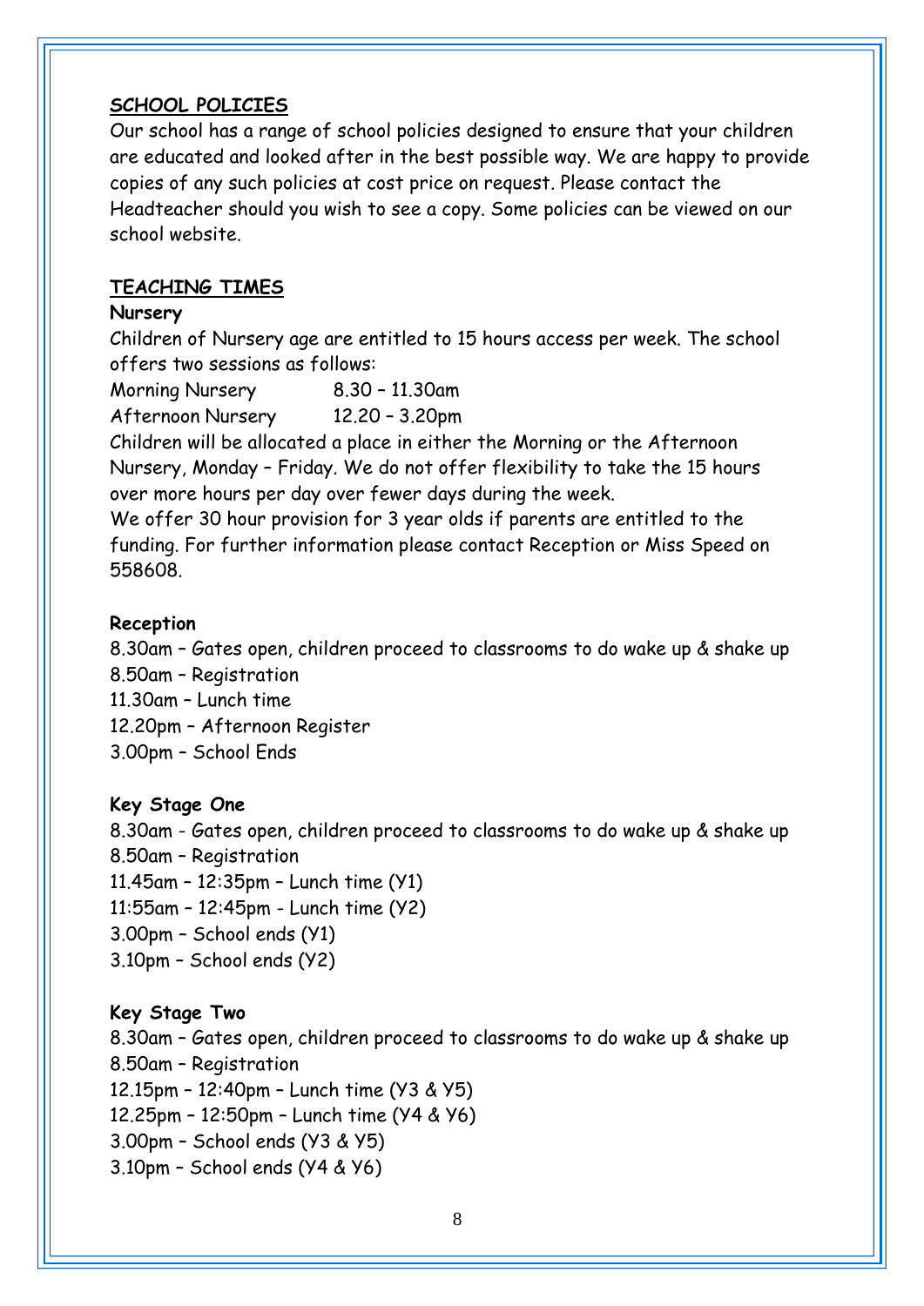## SCHOOL POLICIES

Our school has a range of school policies designed to ensure that your children are educated and looked after in the best possible way. We are happy to provide copies of any such policies at cost price on request. Please contact the Headteacher should you wish to see a copy. Some policies can be viewed on our school website.

## TEACHING TIMES

### Nursery

Children of Nursery age are entitled to 15 hours access per week. The school offers two sessions as follows:

Morning Nursery 8.30 – 11.30am
Afternoon Nursery 12.20 – 3.20pm

Children will be allocated a place in either the Morning or the Afternoon Nursery, Monday – Friday. We do not offer flexibility to take the 15 hours over more hours per day over fewer days during the week.

We offer 30 hour provision for 3 year olds if parents are entitled to the funding. For further information please contact Reception or Miss Speed on 558608.

### Reception

8.30am – Gates open, children proceed to classrooms to do wake up & shake up
8.50am – Registration
11.30am – Lunch time
12.20pm – Afternoon Register
3.00pm – School Ends

### Key Stage One

8.30am - Gates open, children proceed to classrooms to do wake up & shake up
8.50am – Registration
11.45am – 12:35pm – Lunch time (Y1)
11:55am – 12:45pm - Lunch time (Y2)
3.00pm – School ends (Y1)
3.10pm – School ends (Y2)

### Key Stage Two

8.30am – Gates open, children proceed to classrooms to do wake up & shake up
8.50am – Registration
12.15pm – 12:40pm – Lunch time (Y3 & Y5)
12.25pm – 12:50pm – Lunch time (Y4 & Y6)
3.00pm – School ends (Y3 & Y5)
3.10pm – School ends (Y4 & Y6)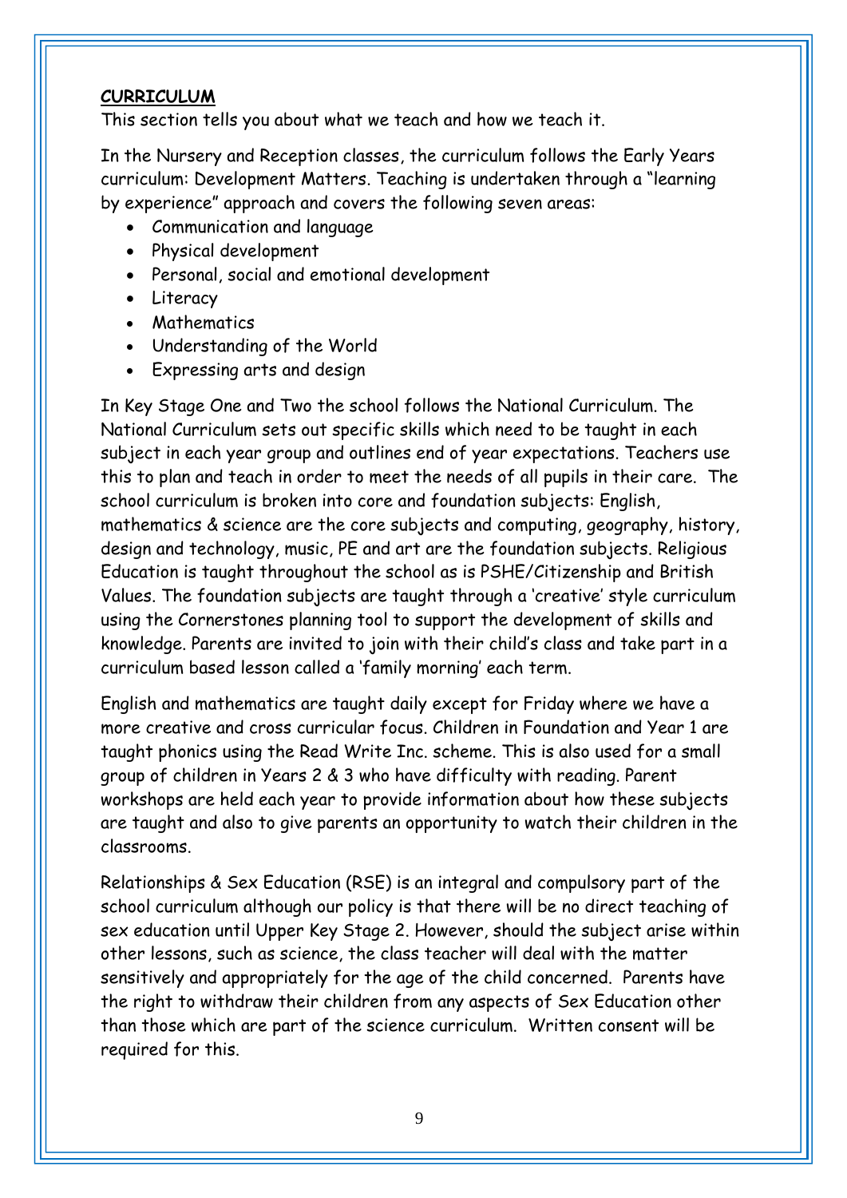## CURRICULUM

This section tells you about what we teach and how we teach it.

In the Nursery and Reception classes, the curriculum follows the Early Years curriculum: Development Matters. Teaching is undertaken through a "learning by experience" approach and covers the following seven areas:

- Communication and language
- Physical development
- Personal, social and emotional development
- Literacy
- Mathematics
- Understanding of the World
- Expressing arts and design

In Key Stage One and Two the school follows the National Curriculum. The National Curriculum sets out specific skills which need to be taught in each subject in each year group and outlines end of year expectations. Teachers use this to plan and teach in order to meet the needs of all pupils in their care. The school curriculum is broken into core and foundation subjects: English, mathematics & science are the core subjects and computing, geography, history, design and technology, music, PE and art are the foundation subjects. Religious Education is taught throughout the school as is PSHE/Citizenship and British Values. The foundation subjects are taught through a 'creative' style curriculum using the Cornerstones planning tool to support the development of skills and knowledge. Parents are invited to join with their child's class and take part in a curriculum based lesson called a 'family morning' each term.

English and mathematics are taught daily except for Friday where we have a more creative and cross curricular focus. Children in Foundation and Year 1 are taught phonics using the Read Write Inc. scheme. This is also used for a small group of children in Years 2 & 3 who have difficulty with reading. Parent workshops are held each year to provide information about how these subjects are taught and also to give parents an opportunity to watch their children in the classrooms.

Relationships & Sex Education (RSE) is an integral and compulsory part of the school curriculum although our policy is that there will be no direct teaching of sex education until Upper Key Stage 2. However, should the subject arise within other lessons, such as science, the class teacher will deal with the matter sensitively and appropriately for the age of the child concerned. Parents have the right to withdraw their children from any aspects of Sex Education other than those which are part of the science curriculum. Written consent will be required for this.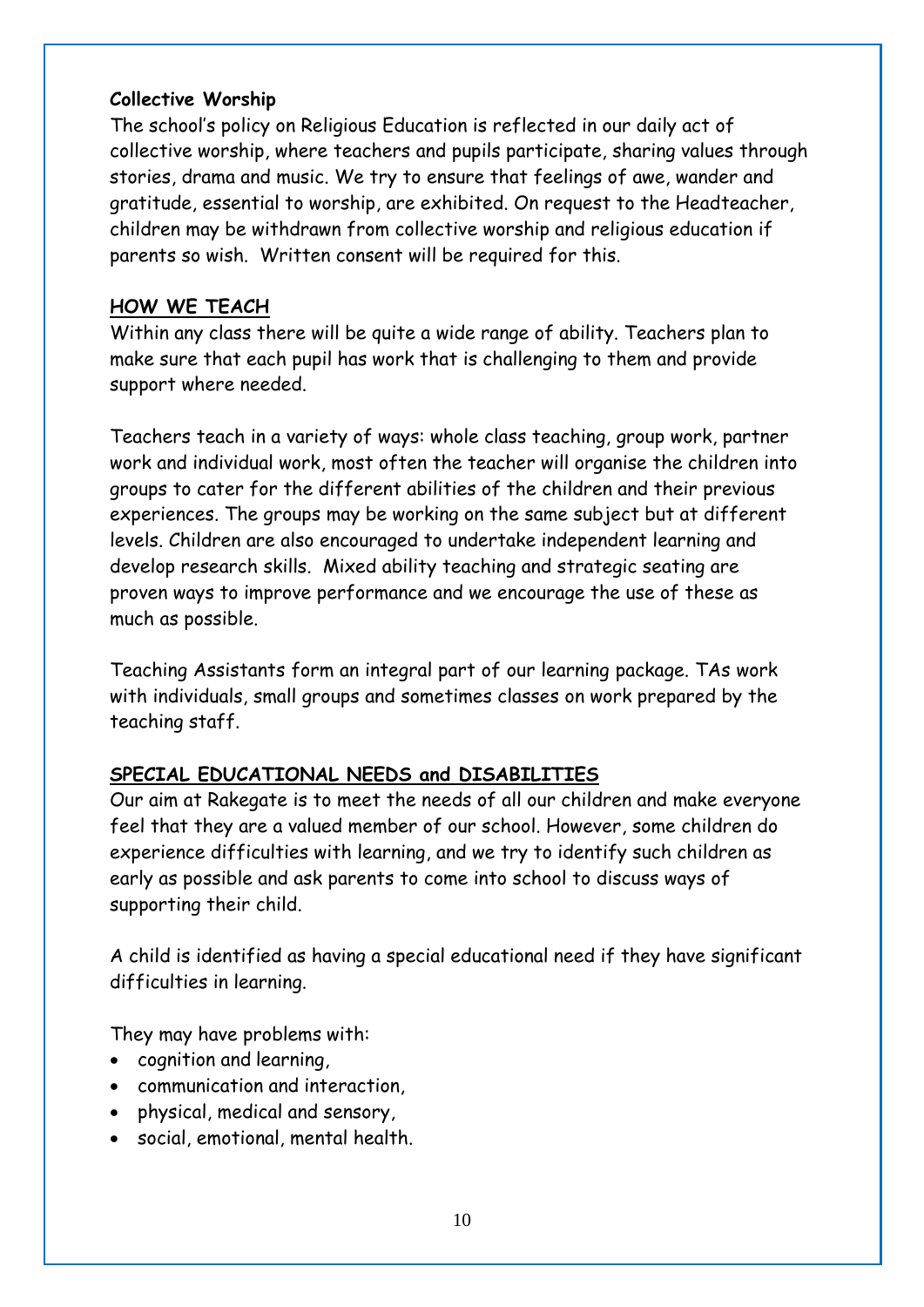**Collective Worship**

The school's policy on Religious Education is reflected in our daily act of collective worship, where teachers and pupils participate, sharing values through stories, drama and music. We try to ensure that feelings of awe, wander and gratitude, essential to worship, are exhibited. On request to the Headteacher, children may be withdrawn from collective worship and religious education if parents so wish. Written consent will be required for this.

## HOW WE TEACH

Within any class there will be quite a wide range of ability. Teachers plan to make sure that each pupil has work that is challenging to them and provide support where needed.

Teachers teach in a variety of ways: whole class teaching, group work, partner work and individual work, most often the teacher will organise the children into groups to cater for the different abilities of the children and their previous experiences. The groups may be working on the same subject but at different levels. Children are also encouraged to undertake independent learning and develop research skills. Mixed ability teaching and strategic seating are proven ways to improve performance and we encourage the use of these as much as possible.

Teaching Assistants form an integral part of our learning package. TAs work with individuals, small groups and sometimes classes on work prepared by the teaching staff.

## SPECIAL EDUCATIONAL NEEDS and DISABILITIES

Our aim at Rakegate is to meet the needs of all our children and make everyone feel that they are a valued member of our school. However, some children do experience difficulties with learning, and we try to identify such children as early as possible and ask parents to come into school to discuss ways of supporting their child.

A child is identified as having a special educational need if they have significant difficulties in learning.

They may have problems with:

- cognition and learning,
- communication and interaction,
- physical, medical and sensory,
- social, emotional, mental health.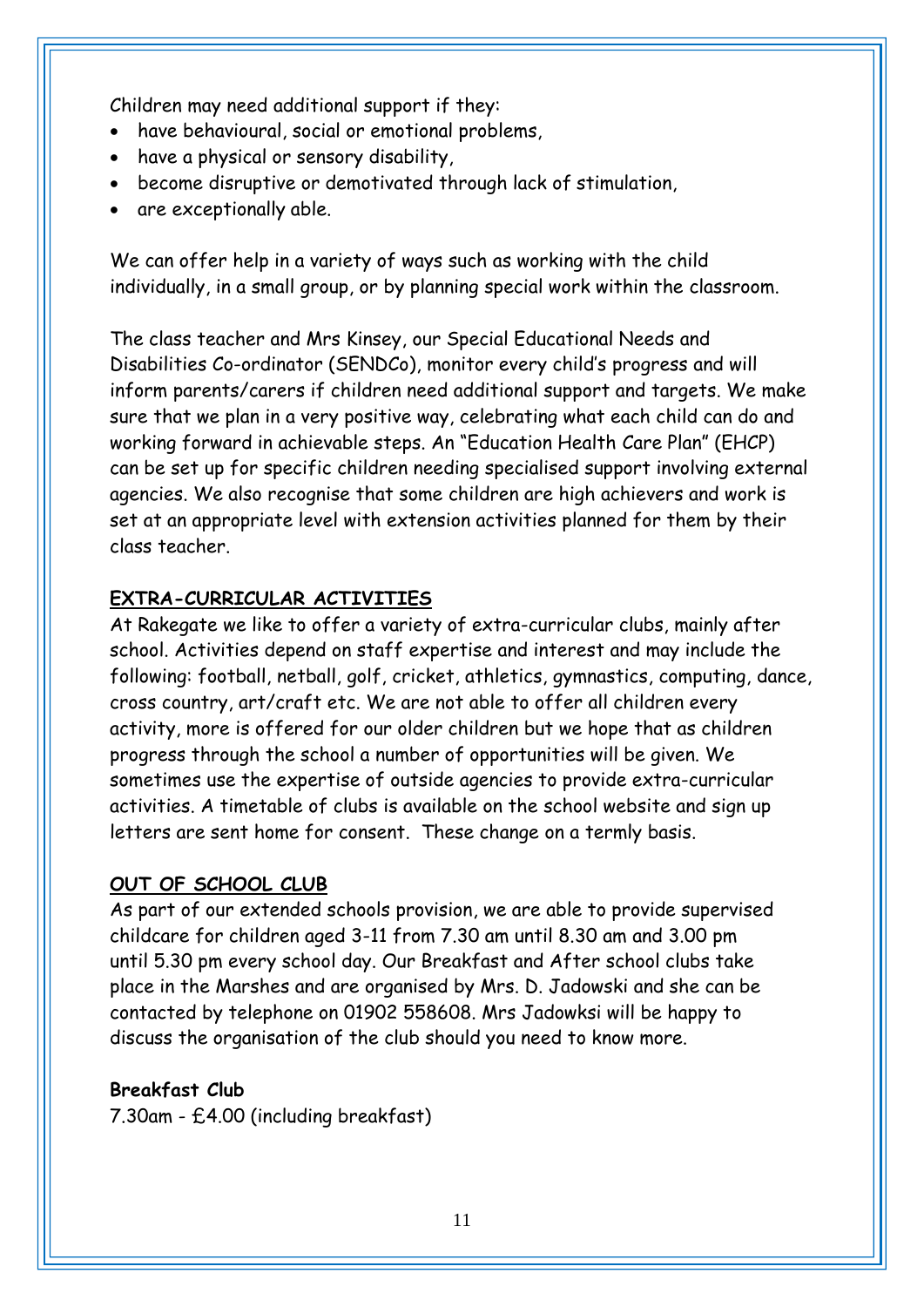Children may need additional support if they:

- have behavioural, social or emotional problems,
- have a physical or sensory disability,
- become disruptive or demotivated through lack of stimulation,
- are exceptionally able.

We can offer help in a variety of ways such as working with the child individually, in a small group, or by planning special work within the classroom.

The class teacher and Mrs Kinsey, our Special Educational Needs and Disabilities Co-ordinator (SENDCo), monitor every child's progress and will inform parents/carers if children need additional support and targets. We make sure that we plan in a very positive way, celebrating what each child can do and working forward in achievable steps. An "Education Health Care Plan" (EHCP) can be set up for specific children needing specialised support involving external agencies. We also recognise that some children are high achievers and work is set at an appropriate level with extension activities planned for them by their class teacher.

## EXTRA-CURRICULAR ACTIVITIES

At Rakegate we like to offer a variety of extra-curricular clubs, mainly after school. Activities depend on staff expertise and interest and may include the following: football, netball, golf, cricket, athletics, gymnastics, computing, dance, cross country, art/craft etc. We are not able to offer all children every activity, more is offered for our older children but we hope that as children progress through the school a number of opportunities will be given. We sometimes use the expertise of outside agencies to provide extra-curricular activities. A timetable of clubs is available on the school website and sign up letters are sent home for consent. These change on a termly basis.

## OUT OF SCHOOL CLUB

As part of our extended schools provision, we are able to provide supervised childcare for children aged 3-11 from 7.30 am until 8.30 am and 3.00 pm until 5.30 pm every school day. Our Breakfast and After school clubs take place in the Marshes and are organised by Mrs. D. Jadowski and she can be contacted by telephone on 01902 558608. Mrs Jadowksi will be happy to discuss the organisation of the club should you need to know more.

**Breakfast Club**

7.30am - £4.00 (including breakfast)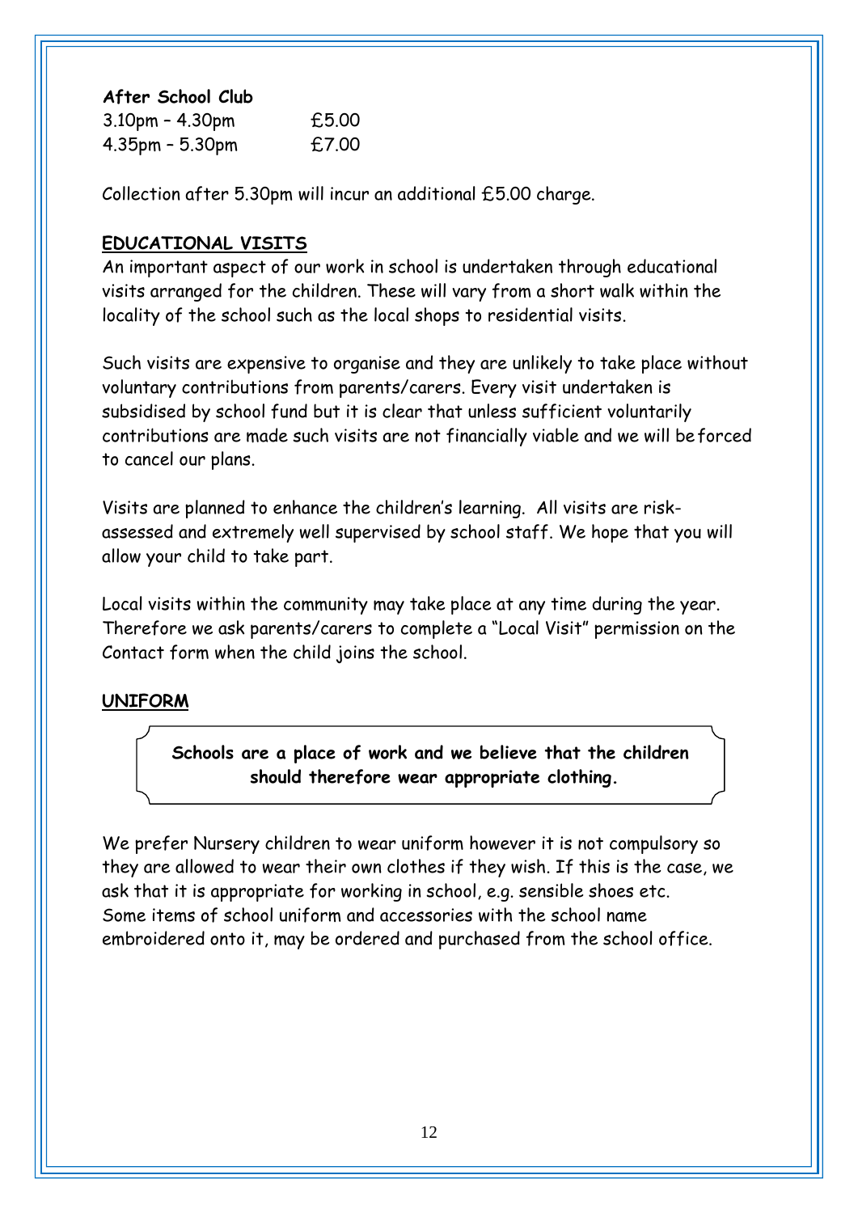**After School Club**

| | |
|---|---|
| 3.10pm – 4.30pm | £5.00 |
| 4.35pm – 5.30pm | £7.00 |

Collection after 5.30pm will incur an additional £5.00 charge.

## EDUCATIONAL VISITS

An important aspect of our work in school is undertaken through educational visits arranged for the children. These will vary from a short walk within the locality of the school such as the local shops to residential visits.

Such visits are expensive to organise and they are unlikely to take place without voluntary contributions from parents/carers. Every visit undertaken is subsidised by school fund but it is clear that unless sufficient voluntarily contributions are made such visits are not financially viable and we will be forced to cancel our plans.

Visits are planned to enhance the children's learning. All visits are risk-assessed and extremely well supervised by school staff. We hope that you will allow your child to take part.

Local visits within the community may take place at any time during the year. Therefore we ask parents/carers to complete a "Local Visit" permission on the Contact form when the child joins the school.

## UNIFORM

**Schools are a place of work and we believe that the children should therefore wear appropriate clothing.**

We prefer Nursery children to wear uniform however it is not compulsory so they are allowed to wear their own clothes if they wish. If this is the case, we ask that it is appropriate for working in school, e.g. sensible shoes etc.
Some items of school uniform and accessories with the school name embroidered onto it, may be ordered and purchased from the school office.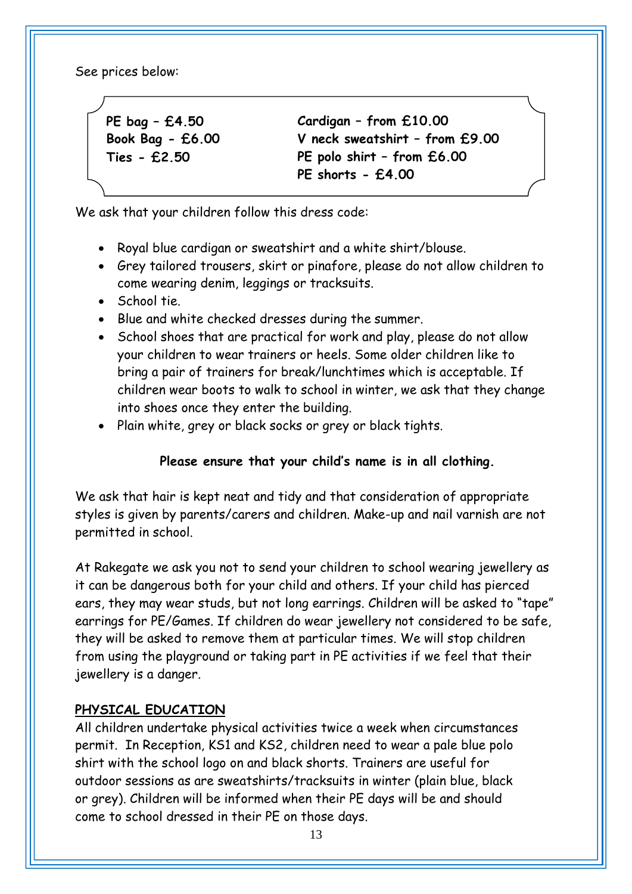See prices below:

**PE bag – £4.50**
**Book Bag - £6.00**
**Ties - £2.50**
**Cardigan – from £10.00**
**V neck sweatshirt – from £9.00**
**PE polo shirt – from £6.00**
**PE shorts - £4.00**

We ask that your children follow this dress code:

- Royal blue cardigan or sweatshirt and a white shirt/blouse.
- Grey tailored trousers, skirt or pinafore, please do not allow children to come wearing denim, leggings or tracksuits.
- School tie.
- Blue and white checked dresses during the summer.
- School shoes that are practical for work and play, please do not allow your children to wear trainers or heels. Some older children like to bring a pair of trainers for break/lunchtimes which is acceptable. If children wear boots to walk to school in winter, we ask that they change into shoes once they enter the building.
- Plain white, grey or black socks or grey or black tights.

**Please ensure that your child's name is in all clothing.**

We ask that hair is kept neat and tidy and that consideration of appropriate styles is given by parents/carers and children. Make-up and nail varnish are not permitted in school.

At Rakegate we ask you not to send your children to school wearing jewellery as it can be dangerous both for your child and others. If your child has pierced ears, they may wear studs, but not long earrings. Children will be asked to "tape" earrings for PE/Games. If children do wear jewellery not considered to be safe, they will be asked to remove them at particular times. We will stop children from using the playground or taking part in PE activities if we feel that their jewellery is a danger.

## PHYSICAL EDUCATION

All children undertake physical activities twice a week when circumstances permit. In Reception, KS1 and KS2, children need to wear a pale blue polo shirt with the school logo on and black shorts. Trainers are useful for outdoor sessions as are sweatshirts/tracksuits in winter (plain blue, black or grey). Children will be informed when their PE days will be and should come to school dressed in their PE on those days.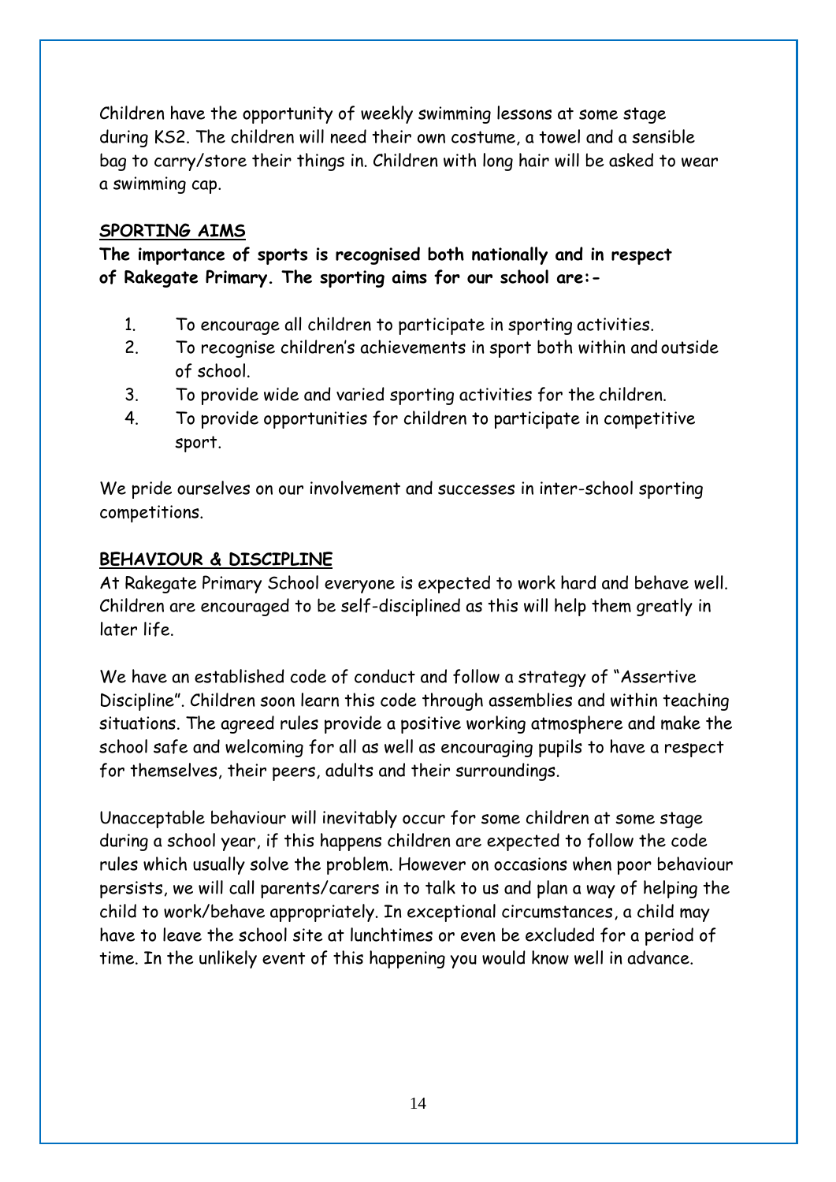Children have the opportunity of weekly swimming lessons at some stage during KS2. The children will need their own costume, a towel and a sensible bag to carry/store their things in. Children with long hair will be asked to wear a swimming cap.

## SPORTING AIMS

**The importance of sports is recognised both nationally and in respect of Rakegate Primary. The sporting aims for our school are:-**

1. To encourage all children to participate in sporting activities.
2. To recognise children's achievements in sport both within and outside of school.
3. To provide wide and varied sporting activities for the children.
4. To provide opportunities for children to participate in competitive sport.

We pride ourselves on our involvement and successes in inter-school sporting competitions.

## BEHAVIOUR & DISCIPLINE

At Rakegate Primary School everyone is expected to work hard and behave well. Children are encouraged to be self-disciplined as this will help them greatly in later life.

We have an established code of conduct and follow a strategy of "Assertive Discipline". Children soon learn this code through assemblies and within teaching situations. The agreed rules provide a positive working atmosphere and make the school safe and welcoming for all as well as encouraging pupils to have a respect for themselves, their peers, adults and their surroundings.

Unacceptable behaviour will inevitably occur for some children at some stage during a school year, if this happens children are expected to follow the code rules which usually solve the problem. However on occasions when poor behaviour persists, we will call parents/carers in to talk to us and plan a way of helping the child to work/behave appropriately. In exceptional circumstances, a child may have to leave the school site at lunchtimes or even be excluded for a period of time. In the unlikely event of this happening you would know well in advance.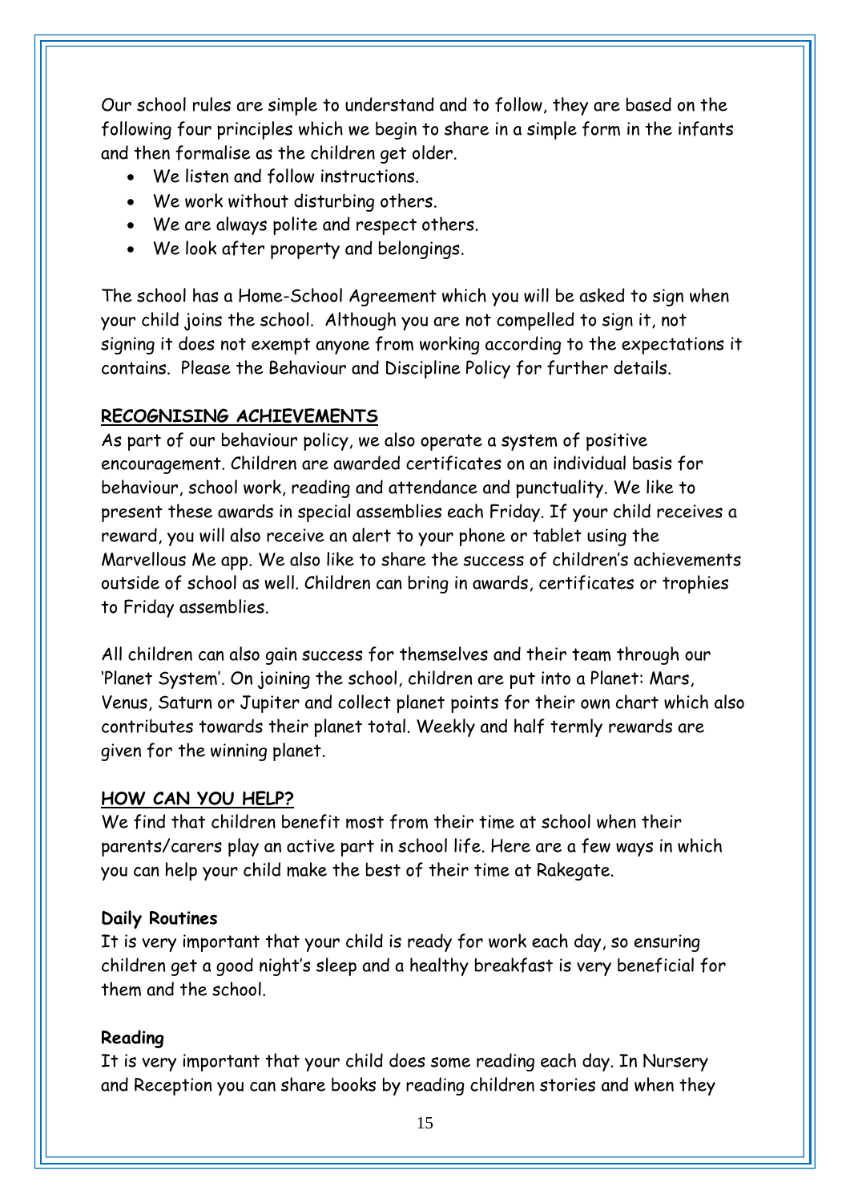Our school rules are simple to understand and to follow, they are based on the following four principles which we begin to share in a simple form in the infants and then formalise as the children get older.

- We listen and follow instructions.
- We work without disturbing others.
- We are always polite and respect others.
- We look after property and belongings.

The school has a Home-School Agreement which you will be asked to sign when your child joins the school. Although you are not compelled to sign it, not signing it does not exempt anyone from working according to the expectations it contains. Please the Behaviour and Discipline Policy for further details.

## RECOGNISING ACHIEVEMENTS

As part of our behaviour policy, we also operate a system of positive encouragement. Children are awarded certificates on an individual basis for behaviour, school work, reading and attendance and punctuality. We like to present these awards in special assemblies each Friday. If your child receives a reward, you will also receive an alert to your phone or tablet using the Marvellous Me app. We also like to share the success of children's achievements outside of school as well. Children can bring in awards, certificates or trophies to Friday assemblies.

All children can also gain success for themselves and their team through our 'Planet System'. On joining the school, children are put into a Planet: Mars, Venus, Saturn or Jupiter and collect planet points for their own chart which also contributes towards their planet total. Weekly and half termly rewards are given for the winning planet.

## HOW CAN YOU HELP?

We find that children benefit most from their time at school when their parents/carers play an active part in school life. Here are a few ways in which you can help your child make the best of their time at Rakegate.

**Daily Routines**

It is very important that your child is ready for work each day, so ensuring children get a good night's sleep and a healthy breakfast is very beneficial for them and the school.

**Reading**

It is very important that your child does some reading each day. In Nursery and Reception you can share books by reading children stories and when they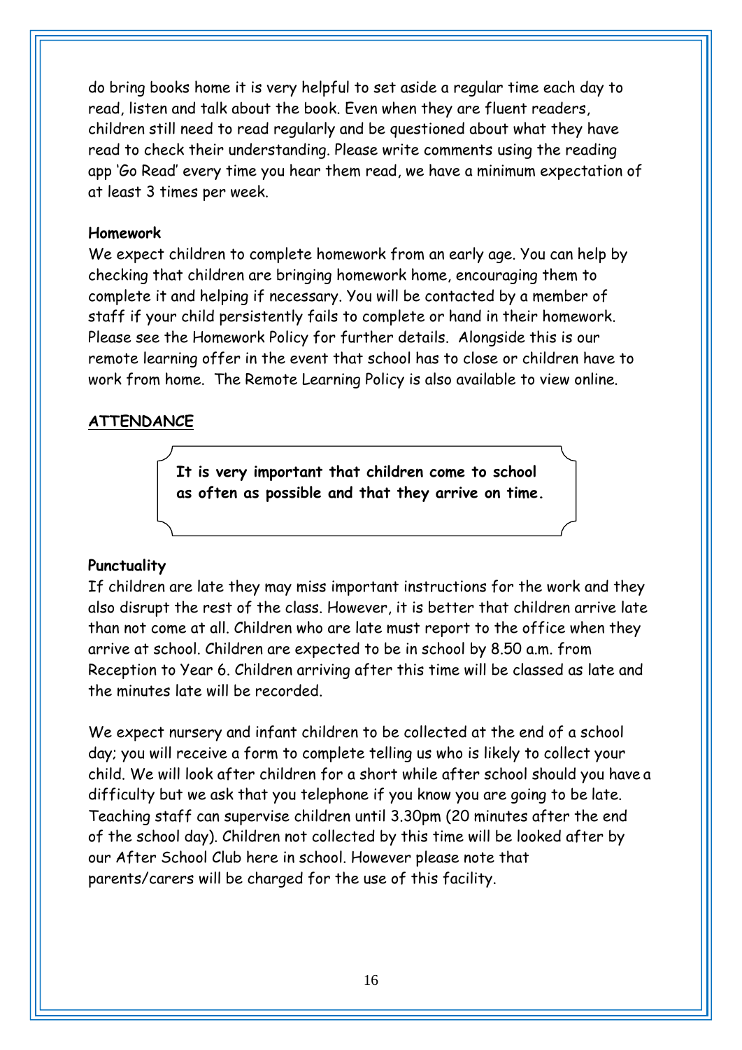do bring books home it is very helpful to set aside a regular time each day to read, listen and talk about the book. Even when they are fluent readers, children still need to read regularly and be questioned about what they have read to check their understanding. Please write comments using the reading app 'Go Read' every time you hear them read, we have a minimum expectation of at least 3 times per week.

**Homework**

We expect children to complete homework from an early age. You can help by checking that children are bringing homework home, encouraging them to complete it and helping if necessary. You will be contacted by a member of staff if your child persistently fails to complete or hand in their homework. Please see the Homework Policy for further details. Alongside this is our remote learning offer in the event that school has to close or children have to work from home. The Remote Learning Policy is also available to view online.

## ATTENDANCE

**It is very important that children come to school as often as possible and that they arrive on time.**

**Punctuality**

If children are late they may miss important instructions for the work and they also disrupt the rest of the class. However, it is better that children arrive late than not come at all. Children who are late must report to the office when they arrive at school. Children are expected to be in school by 8.50 a.m. from Reception to Year 6. Children arriving after this time will be classed as late and the minutes late will be recorded.

We expect nursery and infant children to be collected at the end of a school day; you will receive a form to complete telling us who is likely to collect your child. We will look after children for a short while after school should you have a difficulty but we ask that you telephone if you know you are going to be late. Teaching staff can supervise children until 3.30pm (20 minutes after the end of the school day). Children not collected by this time will be looked after by our After School Club here in school. However please note that parents/carers will be charged for the use of this facility.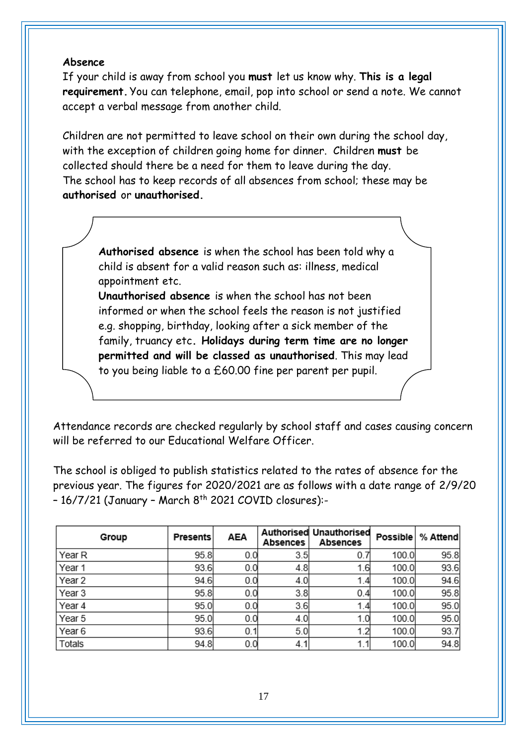**Absence**

If your child is away from school you **must** let us know why. **This is a legal requirement.** You can telephone, email, pop into school or send a note. We cannot accept a verbal message from another child.

Children are not permitted to leave school on their own during the school day, with the exception of children going home for dinner. Children **must** be collected should there be a need for them to leave during the day.
The school has to keep records of all absences from school; these may be **authorised** or **unauthorised.**

**Authorised absence** is when the school has been told why a child is absent for a valid reason such as: illness, medical appointment etc.
**Unauthorised absence** is when the school has not been informed or when the school feels the reason is not justified e.g. shopping, birthday, looking after a sick member of the family, truancy etc. **Holidays during term time are no longer permitted and will be classed as unauthorised**. This may lead to you being liable to a £60.00 fine per parent per pupil.

Attendance records are checked regularly by school staff and cases causing concern will be referred to our Educational Welfare Officer.

The school is obliged to publish statistics related to the rates of absence for the previous year. The figures for 2020/2021 are as follows with a date range of 2/9/20 – 16/7/21 (January – March 8th 2021 COVID closures):-

| Group | Presents | AEA | Authorised Absences | Unauthorised Absences | Possible | % Attend |
|---|---|---|---|---|---|---|
| Year R | 95.8 | 0.0 | 3.5 | 0.7 | 100.0 | 95.8 |
| Year 1 | 93.6 | 0.0 | 4.8 | 1.6 | 100.0 | 93.6 |
| Year 2 | 94.6 | 0.0 | 4.0 | 1.4 | 100.0 | 94.6 |
| Year 3 | 95.8 | 0.0 | 3.8 | 0.4 | 100.0 | 95.8 |
| Year 4 | 95.0 | 0.0 | 3.6 | 1.4 | 100.0 | 95.0 |
| Year 5 | 95.0 | 0.0 | 4.0 | 1.0 | 100.0 | 95.0 |
| Year 6 | 93.6 | 0.1 | 5.0 | 1.2 | 100.0 | 93.7 |
| Totals | 94.8 | 0.0 | 4.1 | 1.1 | 100.0 | 94.8 |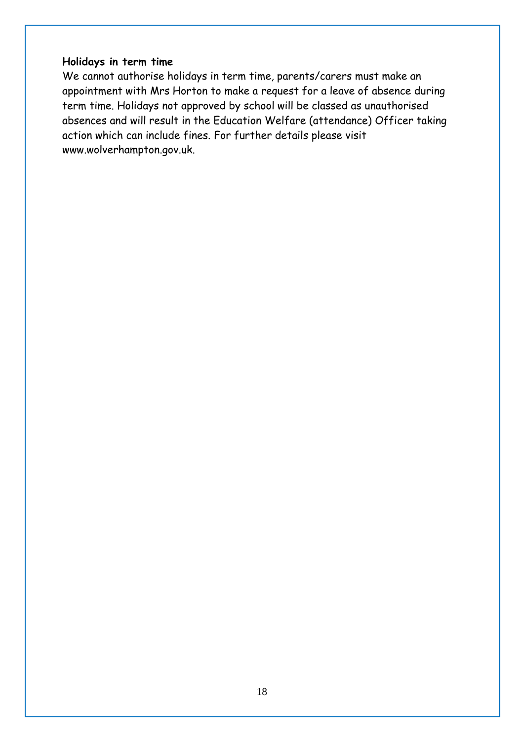**Holidays in term time**

We cannot authorise holidays in term time, parents/carers must make an appointment with Mrs Horton to make a request for a leave of absence during term time. Holidays not approved by school will be classed as unauthorised absences and will result in the Education Welfare (attendance) Officer taking action which can include fines. For further details please visit www.wolverhampton.gov.uk.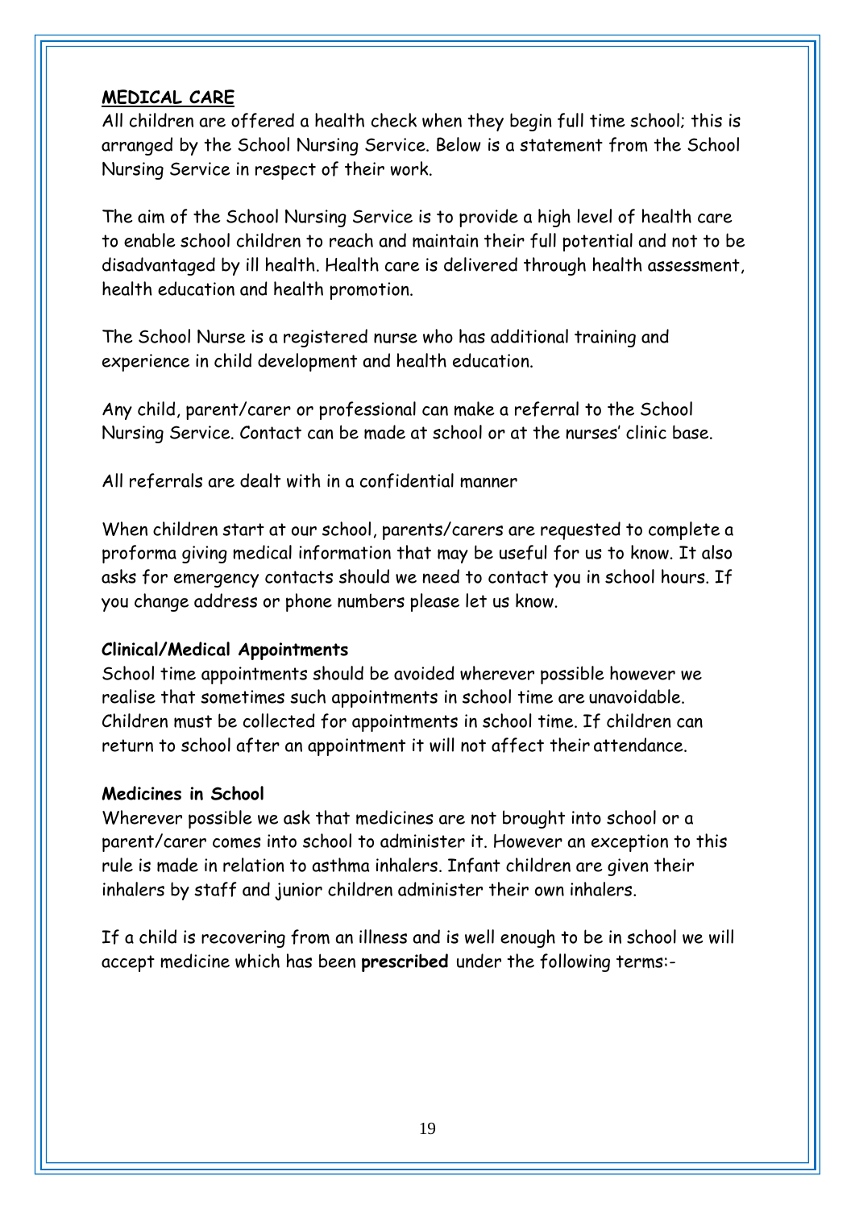## MEDICAL CARE

All children are offered a health check when they begin full time school; this is arranged by the School Nursing Service. Below is a statement from the School Nursing Service in respect of their work.

The aim of the School Nursing Service is to provide a high level of health care to enable school children to reach and maintain their full potential and not to be disadvantaged by ill health. Health care is delivered through health assessment, health education and health promotion.

The School Nurse is a registered nurse who has additional training and experience in child development and health education.

Any child, parent/carer or professional can make a referral to the School Nursing Service. Contact can be made at school or at the nurses' clinic base.

All referrals are dealt with in a confidential manner

When children start at our school, parents/carers are requested to complete a proforma giving medical information that may be useful for us to know. It also asks for emergency contacts should we need to contact you in school hours. If you change address or phone numbers please let us know.

### Clinical/Medical Appointments

School time appointments should be avoided wherever possible however we realise that sometimes such appointments in school time are unavoidable. Children must be collected for appointments in school time. If children can return to school after an appointment it will not affect their attendance.

### Medicines in School

Wherever possible we ask that medicines are not brought into school or a parent/carer comes into school to administer it. However an exception to this rule is made in relation to asthma inhalers. Infant children are given their inhalers by staff and junior children administer their own inhalers.

If a child is recovering from an illness and is well enough to be in school we will accept medicine which has been **prescribed** under the following terms:-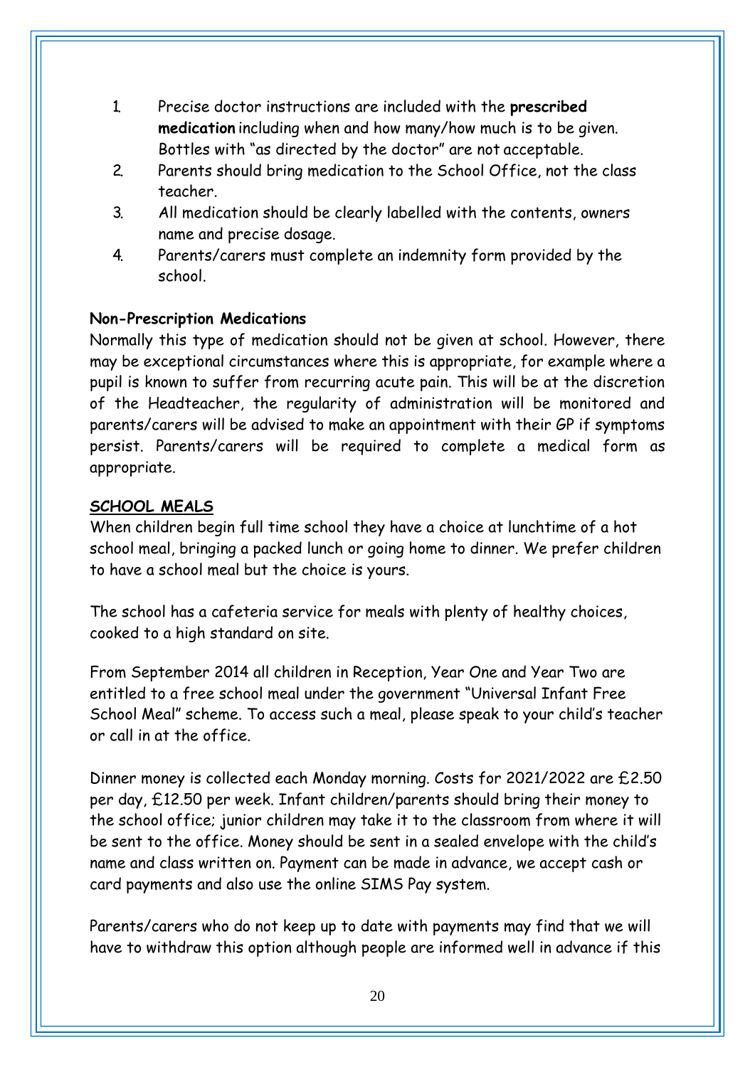1. Precise doctor instructions are included with the **prescribed medication** including when and how many/how much is to be given. Bottles with "as directed by the doctor" are not acceptable.
2. Parents should bring medication to the School Office, not the class teacher.
3. All medication should be clearly labelled with the contents, owners name and precise dosage.
4. Parents/carers must complete an indemnity form provided by the school.

**Non-Prescription Medications**

Normally this type of medication should not be given at school. However, there may be exceptional circumstances where this is appropriate, for example where a pupil is known to suffer from recurring acute pain. This will be at the discretion of the Headteacher, the regularity of administration will be monitored and parents/carers will be advised to make an appointment with their GP if symptoms persist. Parents/carers will be required to complete a medical form as appropriate.

## SCHOOL MEALS

When children begin full time school they have a choice at lunchtime of a hot school meal, bringing a packed lunch or going home to dinner. We prefer children to have a school meal but the choice is yours.

The school has a cafeteria service for meals with plenty of healthy choices, cooked to a high standard on site.

From September 2014 all children in Reception, Year One and Year Two are entitled to a free school meal under the government "Universal Infant Free School Meal" scheme. To access such a meal, please speak to your child's teacher or call in at the office.

Dinner money is collected each Monday morning. Costs for 2021/2022 are £2.50 per day, £12.50 per week. Infant children/parents should bring their money to the school office; junior children may take it to the classroom from where it will be sent to the office. Money should be sent in a sealed envelope with the child's name and class written on. Payment can be made in advance, we accept cash or card payments and also use the online SIMS Pay system.

Parents/carers who do not keep up to date with payments may find that we will have to withdraw this option although people are informed well in advance if this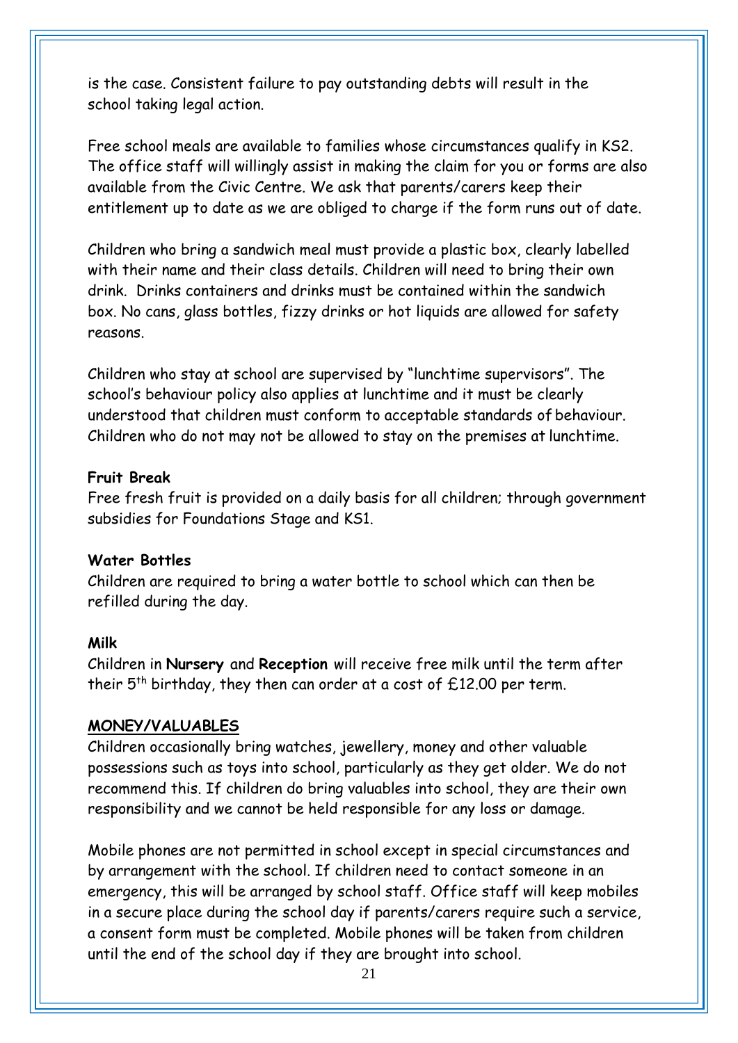is the case. Consistent failure to pay outstanding debts will result in the school taking legal action.

Free school meals are available to families whose circumstances qualify in KS2. The office staff will willingly assist in making the claim for you or forms are also available from the Civic Centre. We ask that parents/carers keep their entitlement up to date as we are obliged to charge if the form runs out of date.

Children who bring a sandwich meal must provide a plastic box, clearly labelled with their name and their class details. Children will need to bring their own drink. Drinks containers and drinks must be contained within the sandwich box. No cans, glass bottles, fizzy drinks or hot liquids are allowed for safety reasons.

Children who stay at school are supervised by "lunchtime supervisors". The school's behaviour policy also applies at lunchtime and it must be clearly understood that children must conform to acceptable standards of behaviour. Children who do not may not be allowed to stay on the premises at lunchtime.

**Fruit Break**

Free fresh fruit is provided on a daily basis for all children; through government subsidies for Foundations Stage and KS1.

**Water Bottles**

Children are required to bring a water bottle to school which can then be refilled during the day.

**Milk**

Children in **Nursery** and **Reception** will receive free milk until the term after their 5th birthday, they then can order at a cost of £12.00 per term.

## MONEY/VALUABLES

Children occasionally bring watches, jewellery, money and other valuable possessions such as toys into school, particularly as they get older. We do not recommend this. If children do bring valuables into school, they are their own responsibility and we cannot be held responsible for any loss or damage.

Mobile phones are not permitted in school except in special circumstances and by arrangement with the school. If children need to contact someone in an emergency, this will be arranged by school staff. Office staff will keep mobiles in a secure place during the school day if parents/carers require such a service, a consent form must be completed. Mobile phones will be taken from children until the end of the school day if they are brought into school.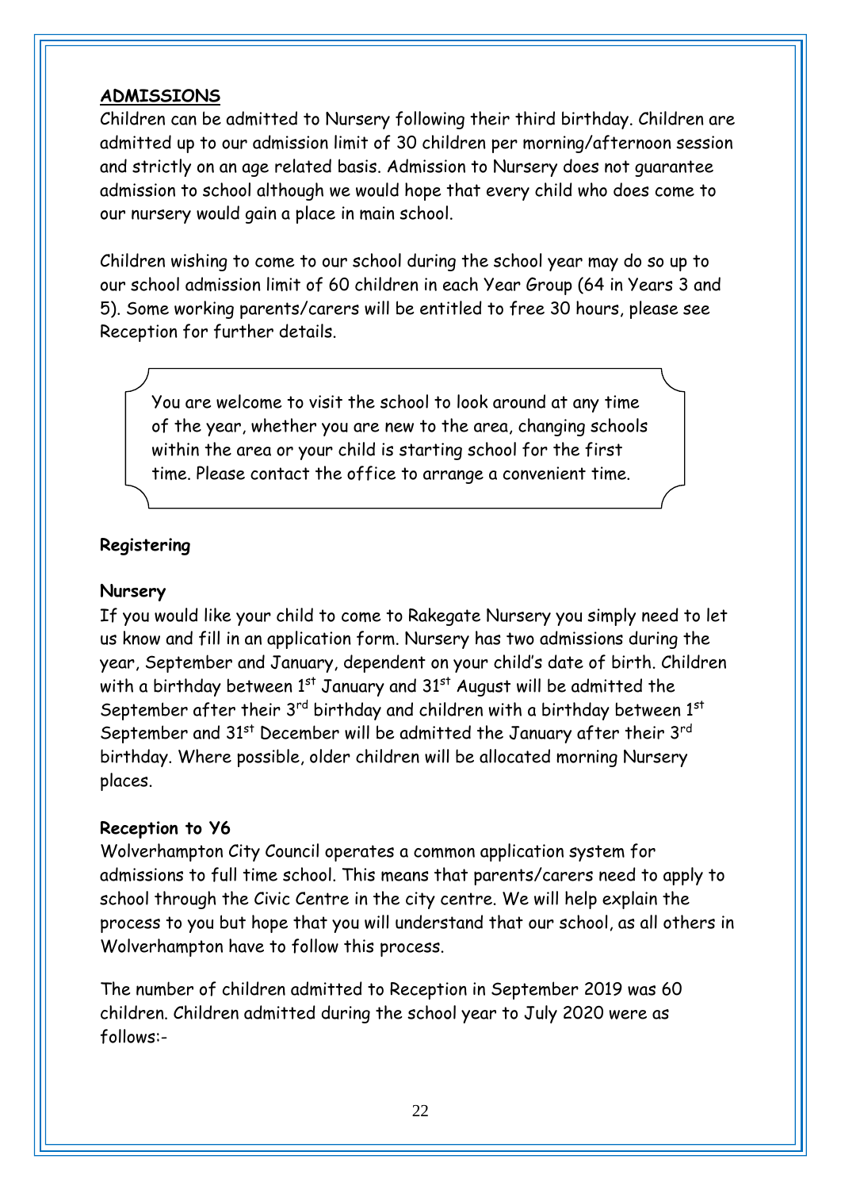## ADMISSIONS

Children can be admitted to Nursery following their third birthday. Children are admitted up to our admission limit of 30 children per morning/afternoon session and strictly on an age related basis. Admission to Nursery does not guarantee admission to school although we would hope that every child who does come to our nursery would gain a place in main school.

Children wishing to come to our school during the school year may do so up to our school admission limit of 60 children in each Year Group (64 in Years 3 and 5). Some working parents/carers will be entitled to free 30 hours, please see Reception for further details.

> You are welcome to visit the school to look around at any time of the year, whether you are new to the area, changing schools within the area or your child is starting school for the first time. Please contact the office to arrange a convenient time.

### Registering

#### Nursery

If you would like your child to come to Rakegate Nursery you simply need to let us know and fill in an application form. Nursery has two admissions during the year, September and January, dependent on your child's date of birth. Children with a birthday between 1st January and 31st August will be admitted the September after their 3rd birthday and children with a birthday between 1st September and 31st December will be admitted the January after their 3rd birthday. Where possible, older children will be allocated morning Nursery places.

#### Reception to Y6

Wolverhampton City Council operates a common application system for admissions to full time school. This means that parents/carers need to apply to school through the Civic Centre in the city centre. We will help explain the process to you but hope that you will understand that our school, as all others in Wolverhampton have to follow this process.

The number of children admitted to Reception in September 2019 was 60 children. Children admitted during the school year to July 2020 were as follows:-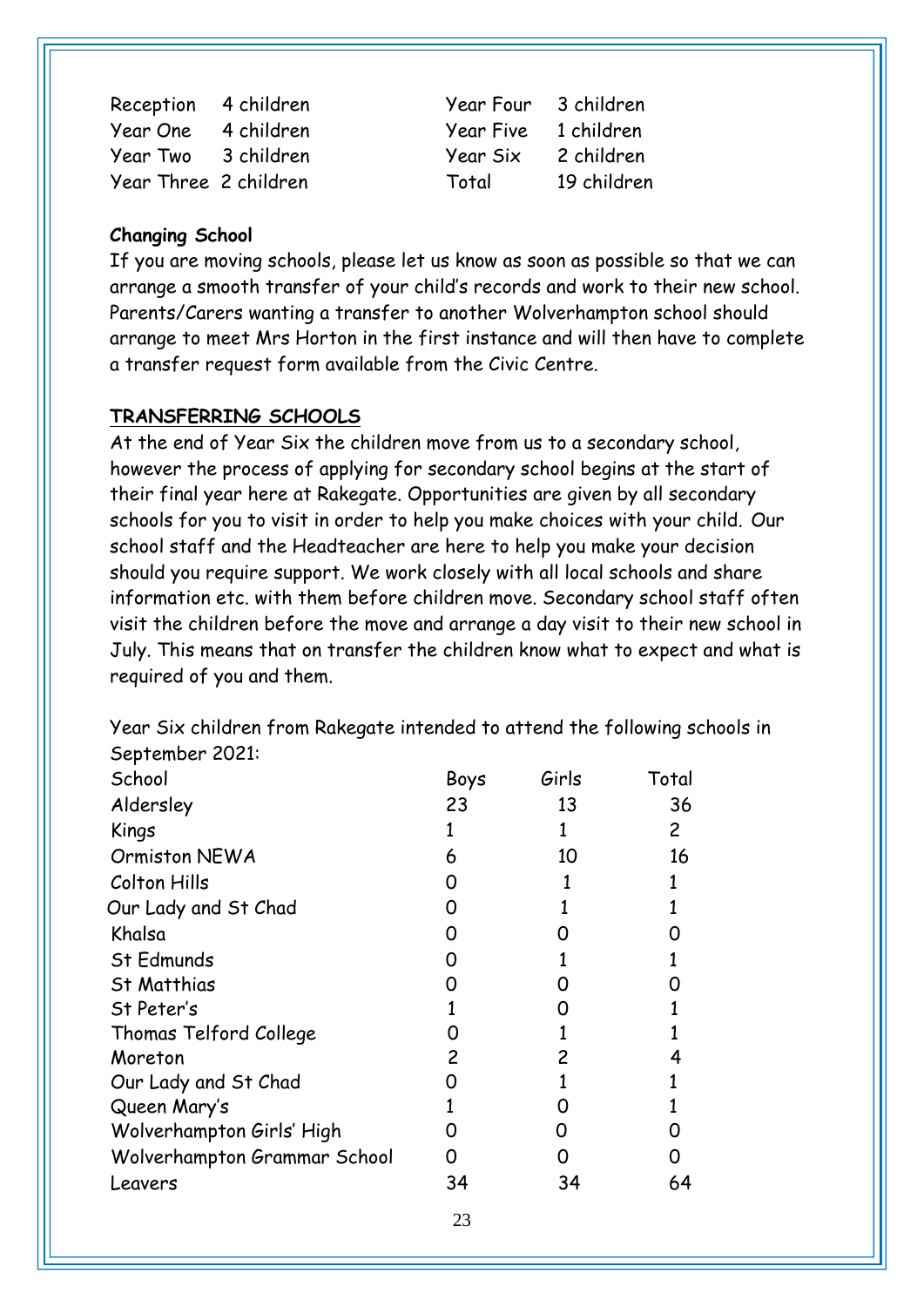| | | | |
|---|---|---|---|
| Reception | 4 children | Year Four | 3 children |
| Year One | 4 children | Year Five | 1 children |
| Year Two | 3 children | Year Six | 2 children |
| Year Three | 2 children | Total | 19 children |

**Changing School**

If you are moving schools, please let us know as soon as possible so that we can arrange a smooth transfer of your child's records and work to their new school. Parents/Carers wanting a transfer to another Wolverhampton school should arrange to meet Mrs Horton in the first instance and will then have to complete a transfer request form available from the Civic Centre.

**TRANSFERRING SCHOOLS**

At the end of Year Six the children move from us to a secondary school, however the process of applying for secondary school begins at the start of their final year here at Rakegate. Opportunities are given by all secondary schools for you to visit in order to help you make choices with your child. Our school staff and the Headteacher are here to help you make your decision should you require support. We work closely with all local schools and share information etc. with them before children move. Secondary school staff often visit the children before the move and arrange a day visit to their new school in July. This means that on transfer the children know what to expect and what is required of you and them.

Year Six children from Rakegate intended to attend the following schools in September 2021:

| School | Boys | Girls | Total |
|---|---|---|---|
| Aldersley | 23 | 13 | 36 |
| Kings | 1 | 1 | 2 |
| Ormiston NEWA | 6 | 10 | 16 |
| Colton Hills | 0 | 1 | 1 |
| Our Lady and St Chad | 0 | 1 | 1 |
| Khalsa | 0 | 0 | 0 |
| St Edmunds | 0 | 1 | 1 |
| St Matthias | 0 | 0 | 0 |
| St Peter's | 1 | 0 | 1 |
| Thomas Telford College | 0 | 1 | 1 |
| Moreton | 2 | 2 | 4 |
| Our Lady and St Chad | 0 | 1 | 1 |
| Queen Mary's | 1 | 0 | 1 |
| Wolverhampton Girls' High | 0 | 0 | 0 |
| Wolverhampton Grammar School | 0 | 0 | 0 |
| Leavers | 34 | 34 | 64 |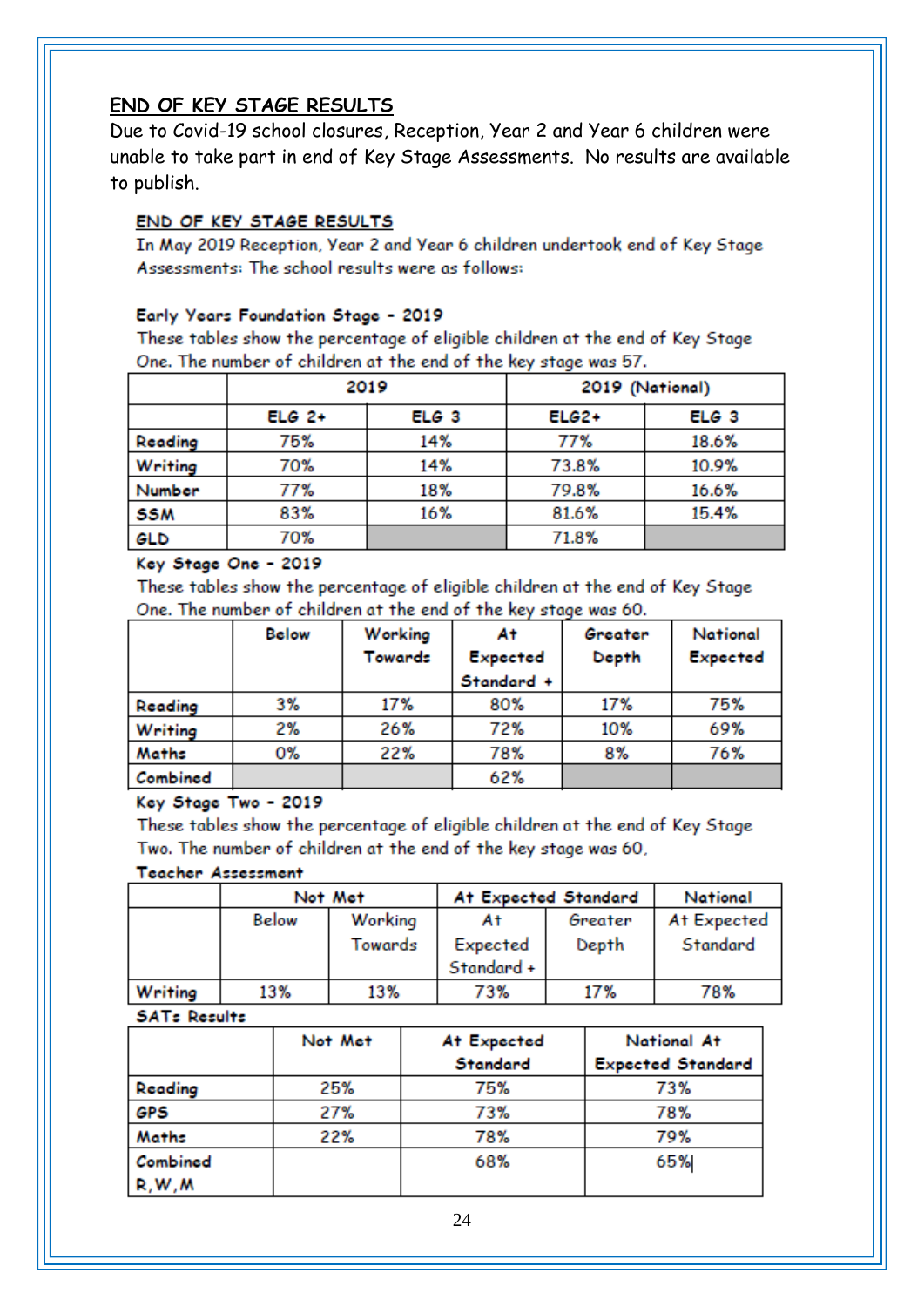## END OF KEY STAGE RESULTS

Due to Covid-19 school closures, Reception, Year 2 and Year 6 children were unable to take part in end of Key Stage Assessments. No results are available to publish.

### END OF KEY STAGE RESULTS

In May 2019 Reception, Year 2 and Year 6 children undertook end of Key Stage Assessments: The school results were as follows:

#### Early Years Foundation Stage - 2019

These tables show the percentage of eligible children at the end of Key Stage One. The number of children at the end of the key stage was 57.

| | 2019 | | 2019 (National) | |
|---|---|---|---|---|
| | ELG 2+ | ELG 3 | ELG2+ | ELG 3 |
| Reading | 75% | 14% | 77% | 18.6% |
| Writing | 70% | 14% | 73.8% | 10.9% |
| Number | 77% | 18% | 79.8% | 16.6% |
| SSM | 83% | 16% | 81.6% | 15.4% |
| GLD | 70% | | 71.8% | |

#### Key Stage One - 2019

These tables show the percentage of eligible children at the end of Key Stage One. The number of children at the end of the key stage was 60.

| | Below | Working Towards | At Expected Standard + | Greater Depth | National Expected |
|---|---|---|---|---|---|
| Reading | 3% | 17% | 80% | 17% | 75% |
| Writing | 2% | 26% | 72% | 10% | 69% |
| Maths | 0% | 22% | 78% | 8% | 76% |
| Combined | | | 62% | | |

#### Key Stage Two - 2019

These tables show the percentage of eligible children at the end of Key Stage Two. The number of children at the end of the key stage was 60,

**Teacher Assessment**

| | Not Met | | At Expected Standard | | National |
|---|---|---|---|---|---|
| | Below | Working Towards | At Expected Standard + | Greater Depth | At Expected Standard |
| Writing | 13% | 13% | 73% | 17% | 78% |

**SATs Results**

| | Not Met | At Expected Standard | National At Expected Standard |
|---|---|---|---|
| Reading | 25% | 75% | 73% |
| GPS | 27% | 73% | 78% |
| Maths | 22% | 78% | 79% |
| Combined R,W,M | | 68% | 65% |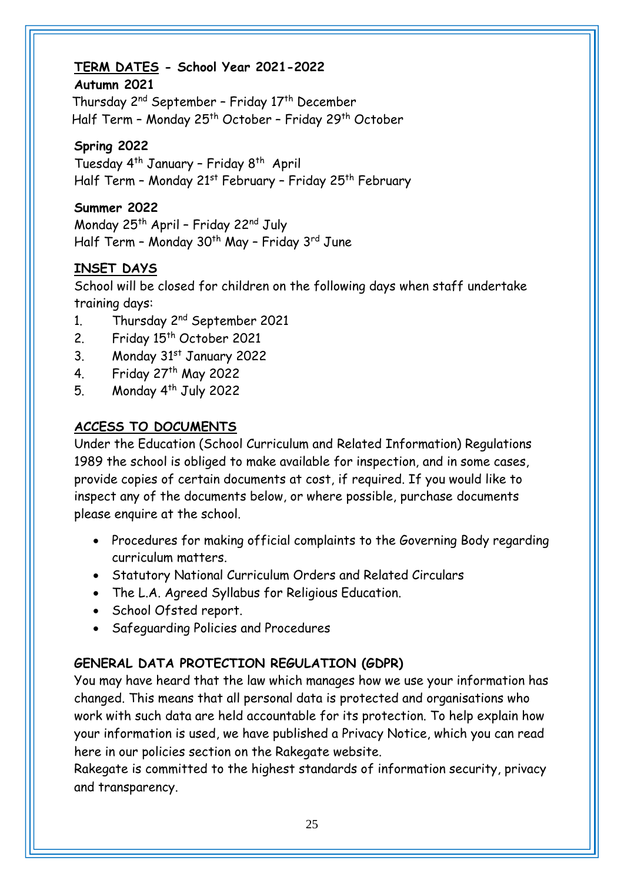## TERM DATES - School Year 2021-2022

**Autumn 2021**

Thursday 2nd September – Friday 17th December
Half Term – Monday 25th October – Friday 29th October

**Spring 2022**

Tuesday 4th January – Friday 8th April
Half Term – Monday 21st February – Friday 25th February

**Summer 2022**

Monday 25th April – Friday 22nd July
Half Term – Monday 30th May – Friday 3rd June

## INSET DAYS

School will be closed for children on the following days when staff undertake training days:

1. Thursday 2nd September 2021
2. Friday 15th October 2021
3. Monday 31st January 2022
4. Friday 27th May 2022
5. Monday 4th July 2022

## ACCESS TO DOCUMENTS

Under the Education (School Curriculum and Related Information) Regulations 1989 the school is obliged to make available for inspection, and in some cases, provide copies of certain documents at cost, if required. If you would like to inspect any of the documents below, or where possible, purchase documents please enquire at the school.

- Procedures for making official complaints to the Governing Body regarding curriculum matters.
- Statutory National Curriculum Orders and Related Circulars
- The L.A. Agreed Syllabus for Religious Education.
- School Ofsted report.
- Safeguarding Policies and Procedures

## GENERAL DATA PROTECTION REGULATION (GDPR)

You may have heard that the law which manages how we use your information has changed. This means that all personal data is protected and organisations who work with such data are held accountable for its protection. To help explain how your information is used, we have published a Privacy Notice, which you can read here in our policies section on the Rakegate website.

Rakegate is committed to the highest standards of information security, privacy and transparency.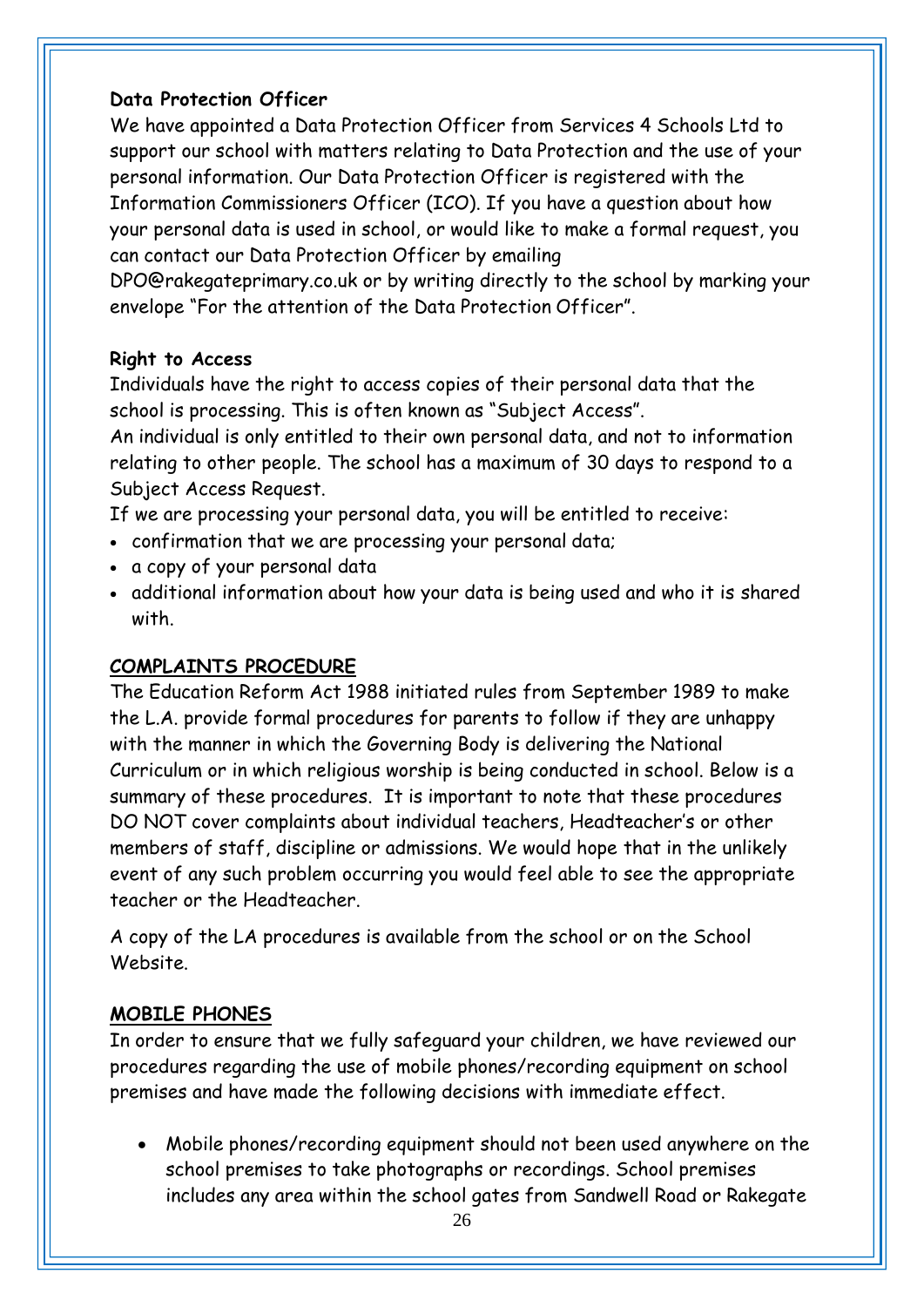**Data Protection Officer**

We have appointed a Data Protection Officer from Services 4 Schools Ltd to support our school with matters relating to Data Protection and the use of your personal information. Our Data Protection Officer is registered with the Information Commissioners Officer (ICO). If you have a question about how your personal data is used in school, or would like to make a formal request, you can contact our Data Protection Officer by emailing DPO@rakegateprimary.co.uk or by writing directly to the school by marking your envelope "For the attention of the Data Protection Officer".

**Right to Access**

Individuals have the right to access copies of their personal data that the school is processing. This is often known as "Subject Access".

An individual is only entitled to their own personal data, and not to information relating to other people. The school has a maximum of 30 days to respond to a Subject Access Request.

If we are processing your personal data, you will be entitled to receive:

- confirmation that we are processing your personal data;
- a copy of your personal data
- additional information about how your data is being used and who it is shared with.

## COMPLAINTS PROCEDURE

The Education Reform Act 1988 initiated rules from September 1989 to make the L.A. provide formal procedures for parents to follow if they are unhappy with the manner in which the Governing Body is delivering the National Curriculum or in which religious worship is being conducted in school. Below is a summary of these procedures. It is important to note that these procedures DO NOT cover complaints about individual teachers, Headteacher's or other members of staff, discipline or admissions. We would hope that in the unlikely event of any such problem occurring you would feel able to see the appropriate teacher or the Headteacher.

A copy of the LA procedures is available from the school or on the School Website.

## MOBILE PHONES

In order to ensure that we fully safeguard your children, we have reviewed our procedures regarding the use of mobile phones/recording equipment on school premises and have made the following decisions with immediate effect.

- Mobile phones/recording equipment should not been used anywhere on the school premises to take photographs or recordings. School premises includes any area within the school gates from Sandwell Road or Rakegate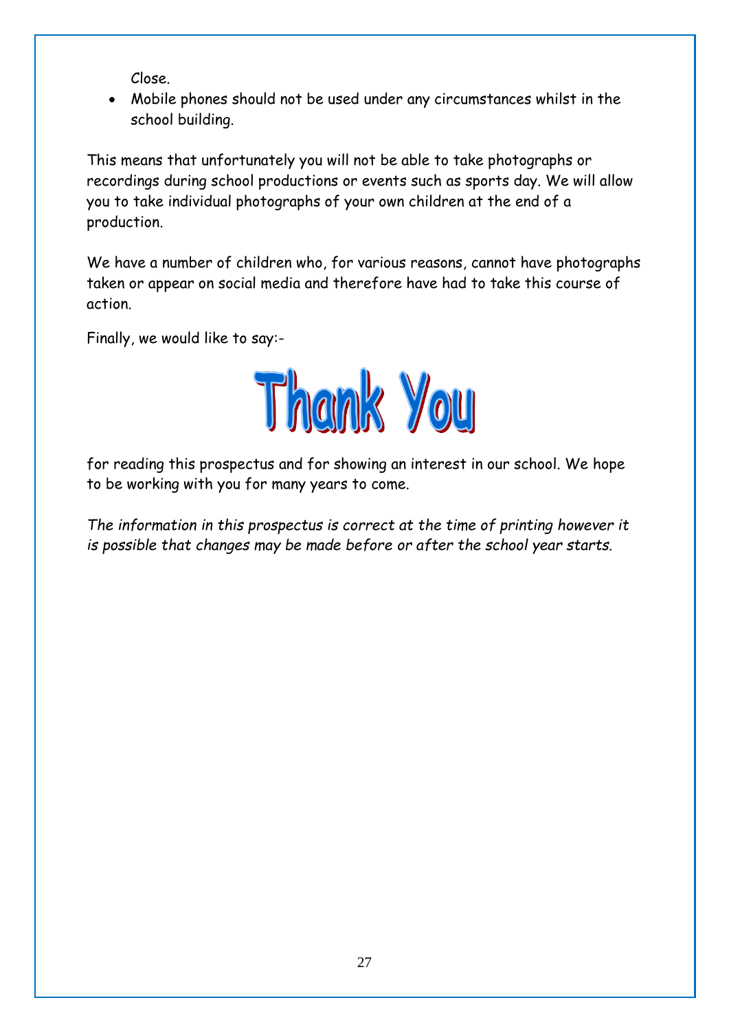Close.

- Mobile phones should not be used under any circumstances whilst in the school building.

This means that unfortunately you will not be able to take photographs or recordings during school productions or events such as sports day. We will allow you to take individual photographs of your own children at the end of a production.

We have a number of children who, for various reasons, cannot have photographs taken or appear on social media and therefore have had to take this course of action.

Finally, we would like to say:-

**Thank You**

for reading this prospectus and for showing an interest in our school. We hope to be working with you for many years to come.

*The information in this prospectus is correct at the time of printing however it is possible that changes may be made before or after the school year starts.*